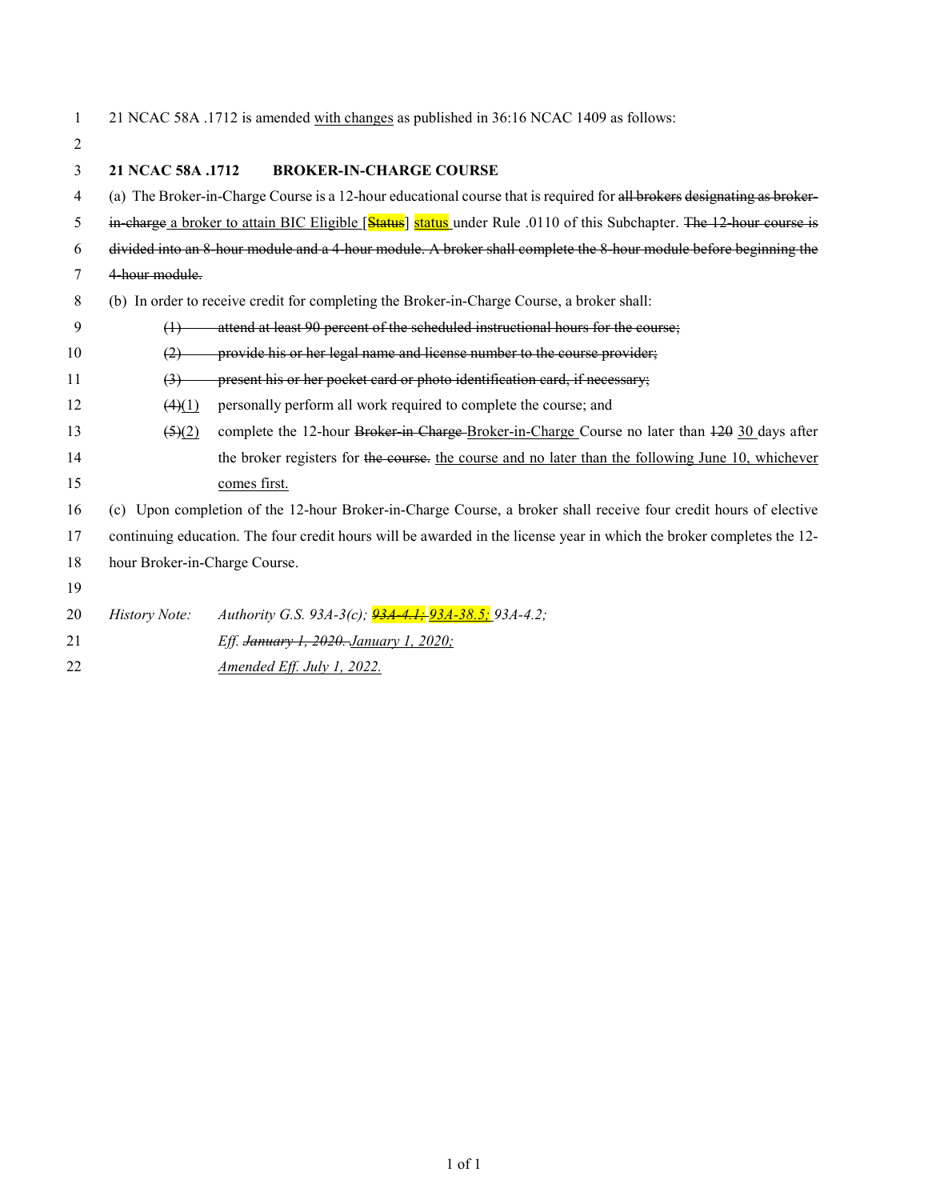21 NCAC 58A .1712 is amended <u>with changes</u> as published in 36:16 NCAC 1409 as follows:

**21 NCAC 58A .1712 BROKER-IN-CHARGE COURSE**

(a) The Broker-in-Charge Course is a 12-hour educational course that is required for ~~all brokers designating as broker-in-charge~~ <u>a broker to attain BIC Eligible [~~Status~~] status</u> under Rule .0110 of this Subchapter. ~~The 12-hour course is divided into an 8-hour module and a 4-hour module. A broker shall complete the 8-hour module before beginning the 4-hour module.~~

(b) In order to receive credit for completing the Broker-in-Charge Course, a broker shall:

~~(1) attend at least 90 percent of the scheduled instructional hours for the course;~~

~~(2) provide his or her legal name and license number to the course provider;~~

~~(3) present his or her pocket card or photo identification card, if necessary;~~

~~(4)~~<u>(1)</u> personally perform all work required to complete the course; and

~~(5)~~<u>(2)</u> complete the 12-hour ~~Broker-in Charge~~ <u>Broker-in-Charge</u> Course no later than ~~120~~ <u>30</u> days after the broker registers for ~~the course.~~ <u>the course and no later than the following June 10, whichever comes first.</u>

(c) Upon completion of the 12-hour Broker-in-Charge Course, a broker shall receive four credit hours of elective continuing education. The four credit hours will be awarded in the license year in which the broker completes the 12-hour Broker-in-Charge Course.

*History Note: Authority G.S. 93A-3(c); ~~93A-4.1;~~ <u>93A-38.5;</u> 93A-4.2;*

*Eff. ~~January 1, 2020.~~ <u>January 1, 2020;</u>*

*<u>Amended Eff. July 1, 2022.</u>*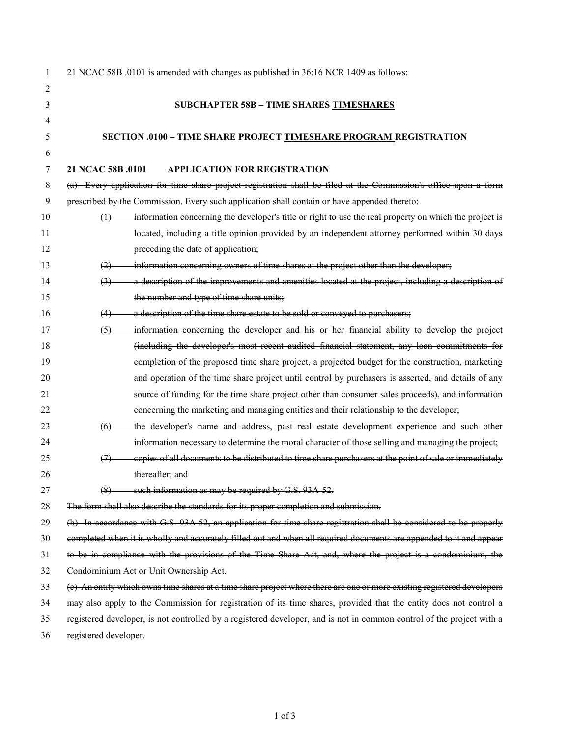21 NCAC 58B .0101 is amended <u>with changes</u> as published in 36:16 NCR 1409 as follows:

**SUBCHAPTER 58B – ~~TIME SHARES~~ <u>TIMESHARES</u>**

**SECTION .0100 – ~~TIME SHARE PROJECT~~ <u>TIMESHARE PROGRAM</u> REGISTRATION**

**21 NCAC 58B .0101 APPLICATION FOR REGISTRATION**

~~(a) Every application for time share project registration shall be filed at the Commission's office upon a form prescribed by the Commission. Every such application shall contain or have appended thereto:~~

~~(1) information concerning the developer's title or right to use the real property on which the project is located, including a title opinion provided by an independent attorney performed within 30 days preceding the date of application;~~

~~(2) information concerning owners of time shares at the project other than the developer;~~

~~(3) a description of the improvements and amenities located at the project, including a description of the number and type of time share units;~~

~~(4) a description of the time share estate to be sold or conveyed to purchasers;~~

~~(5) information concerning the developer and his or her financial ability to develop the project (including the developer's most recent audited financial statement, any loan commitments for completion of the proposed time share project, a projected budget for the construction, marketing and operation of the time share project until control by purchasers is asserted, and details of any source of funding for the time share project other than consumer sales proceeds), and information concerning the marketing and managing entities and their relationship to the developer;~~

~~(6) the developer's name and address, past real estate development experience and such other information necessary to determine the moral character of those selling and managing the project;~~

~~(7) copies of all documents to be distributed to time share purchasers at the point of sale or immediately thereafter; and~~

~~(8) such information as may be required by G.S. 93A-52.~~

~~The form shall also describe the standards for its proper completion and submission.~~

~~(b) In accordance with G.S. 93A-52, an application for time share registration shall be considered to be properly completed when it is wholly and accurately filled out and when all required documents are appended to it and appear to be in compliance with the provisions of the Time Share Act, and, where the project is a condominium, the Condominium Act or Unit Ownership Act.~~

~~(c) An entity which owns time shares at a time share project where there are one or more existing registered developers may also apply to the Commission for registration of its time shares, provided that the entity does not control a registered developer, is not controlled by a registered developer, and is not in common control of the project with a registered developer.~~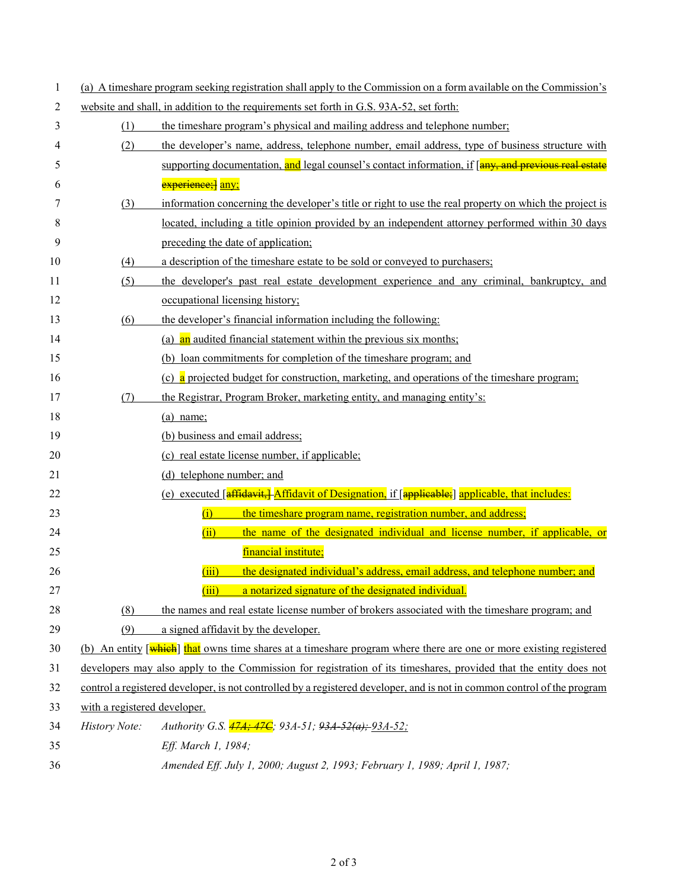(a) A timeshare program seeking registration shall apply to the Commission on a form available on the Commission's website and shall, in addition to the requirements set forth in G.S. 93A-52, set forth:

(1) the timeshare program's physical and mailing address and telephone number;

(2) the developer's name, address, telephone number, email address, type of business structure with supporting documentation, and legal counsel's contact information, if [~~any, and previous real estate experience;~~] any;

(3) information concerning the developer's title or right to use the real property on which the project is located, including a title opinion provided by an independent attorney performed within 30 days preceding the date of application;

(4) a description of the timeshare estate to be sold or conveyed to purchasers;

(5) the developer's past real estate development experience and any criminal, bankruptcy, and occupational licensing history;

(6) the developer's financial information including the following:

(a) an audited financial statement within the previous six months;

(b) loan commitments for completion of the timeshare program; and

(c) a projected budget for construction, marketing, and operations of the timeshare program;

(7) the Registrar, Program Broker, marketing entity, and managing entity's:

(a) name;

(b) business and email address;

(c) real estate license number, if applicable;

(d) telephone number; and

(e) executed [~~affidavit,~~] Affidavit of Designation, if [~~applicable;~~] applicable, that includes:

(i) the timeshare program name, registration number, and address;

(ii) the name of the designated individual and license number, if applicable, or financial institute;

(iii) the designated individual's address, email address, and telephone number; and

(iii) a notarized signature of the designated individual.

(8) the names and real estate license number of brokers associated with the timeshare program; and

(9) a signed affidavit by the developer.

(b) An entity [~~which~~] that owns time shares at a timeshare program where there are one or more existing registered developers may also apply to the Commission for registration of its timeshares, provided that the entity does not control a registered developer, is not controlled by a registered developer, and is not in common control of the program with a registered developer.

*History Note: Authority G.S. ~~47A; 47C~~; 93A-51; ~~93A-52(a);~~ 93A-52;*

*Eff. March 1, 1984;*

*Amended Eff. July 1, 2000; August 2, 1993; February 1, 1989; April 1, 1987;*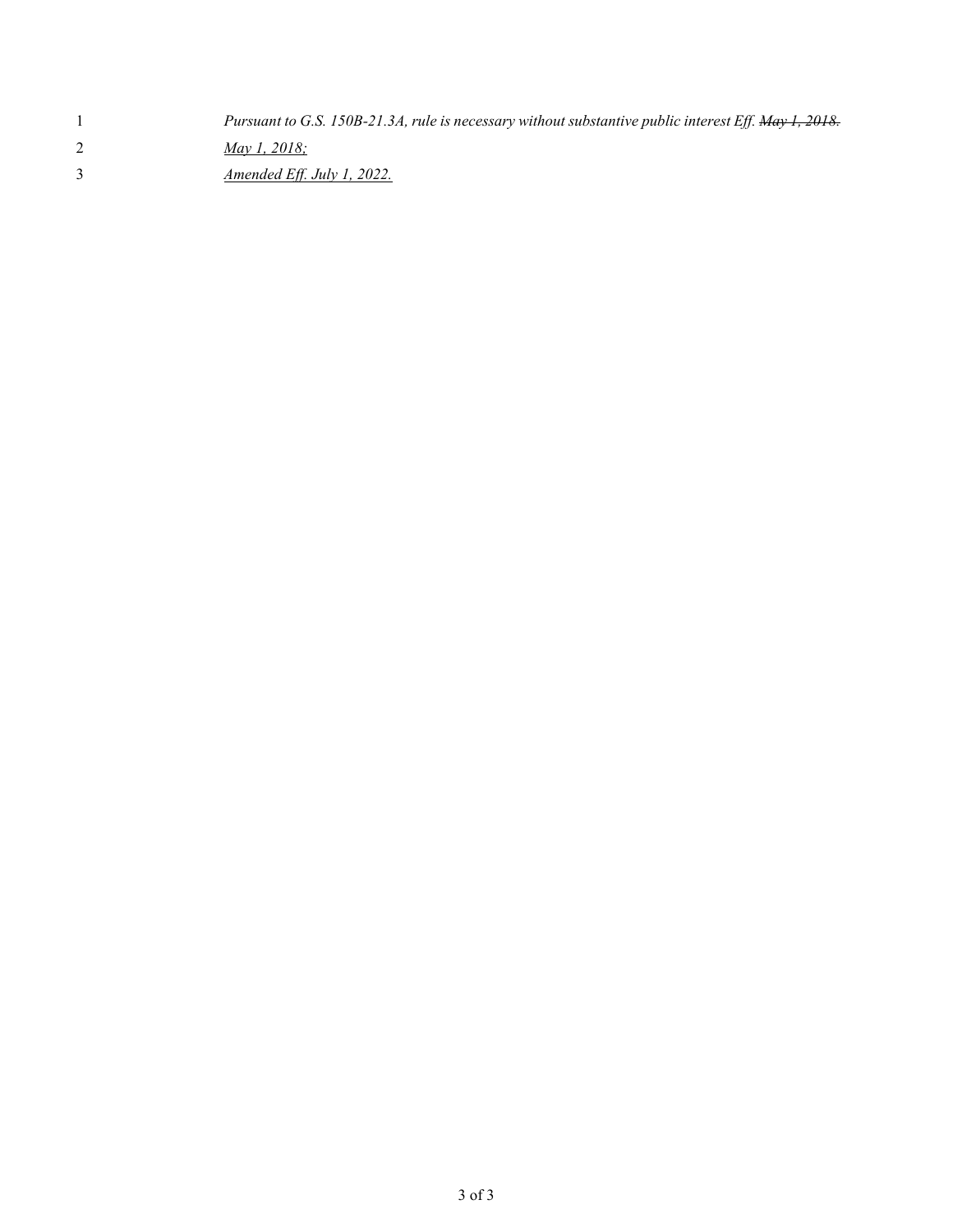*Pursuant to G.S. 150B-21.3A, rule is necessary without substantive public interest Eff. ~~May 1, 2018.~~*

*<u>May 1, 2018;</u>*

*<u>Amended Eff. July 1, 2022.</u>*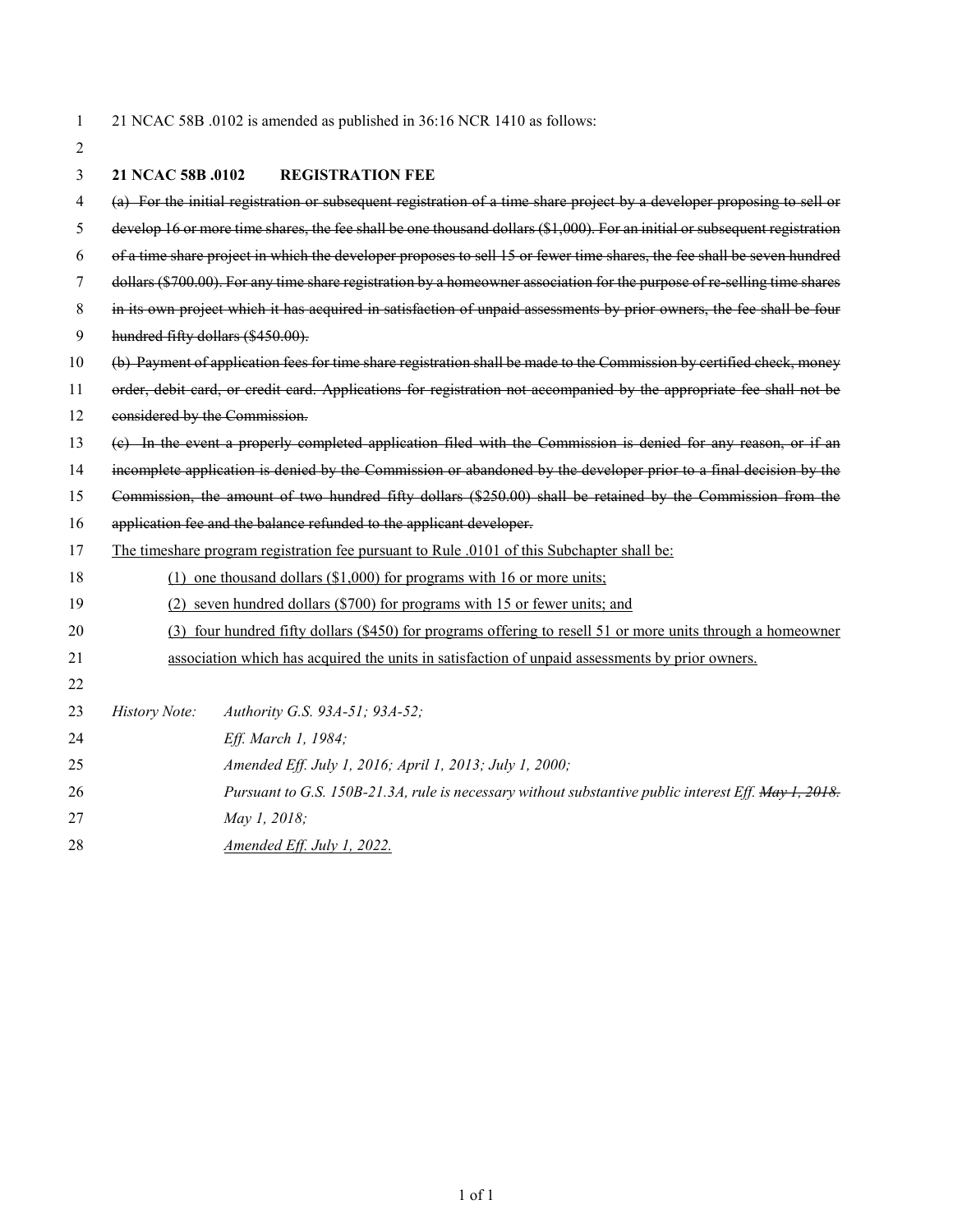21 NCAC 58B .0102 is amended as published in 36:16 NCR 1410 as follows:

**21 NCAC 58B .0102 REGISTRATION FEE**

~~(a) For the initial registration or subsequent registration of a time share project by a developer proposing to sell or develop 16 or more time shares, the fee shall be one thousand dollars ($1,000). For an initial or subsequent registration of a time share project in which the developer proposes to sell 15 or fewer time shares, the fee shall be seven hundred dollars ($700.00). For any time share registration by a homeowner association for the purpose of re-selling time shares in its own project which it has acquired in satisfaction of unpaid assessments by prior owners, the fee shall be four hundred fifty dollars ($450.00).~~

~~(b) Payment of application fees for time share registration shall be made to the Commission by certified check, money order, debit card, or credit card. Applications for registration not accompanied by the appropriate fee shall not be considered by the Commission.~~

~~(c) In the event a properly completed application filed with the Commission is denied for any reason, or if an incomplete application is denied by the Commission or abandoned by the developer prior to a final decision by the Commission, the amount of two hundred fifty dollars ($250.00) shall be retained by the Commission from the application fee and the balance refunded to the applicant developer.~~

<u>The timeshare program registration fee pursuant to Rule .0101 of this Subchapter shall be:</u>

<u>(1) one thousand dollars ($1,000) for programs with 16 or more units;</u>

<u>(2) seven hundred dollars ($700) for programs with 15 or fewer units; and</u>

<u>(3) four hundred fifty dollars ($450) for programs offering to resell 51 or more units through a homeowner association which has acquired the units in satisfaction of unpaid assessments by prior owners.</u>

*History Note: Authority G.S. 93A-51; 93A-52;*
*Eff. March 1, 1984;*
*Amended Eff. July 1, 2016; April 1, 2013; July 1, 2000;*
*Pursuant to G.S. 150B-21.3A, rule is necessary without substantive public interest Eff. ~~May 1, 2018.~~*
*May 1, 2018;*
*<u>Amended Eff. July 1, 2022.</u>*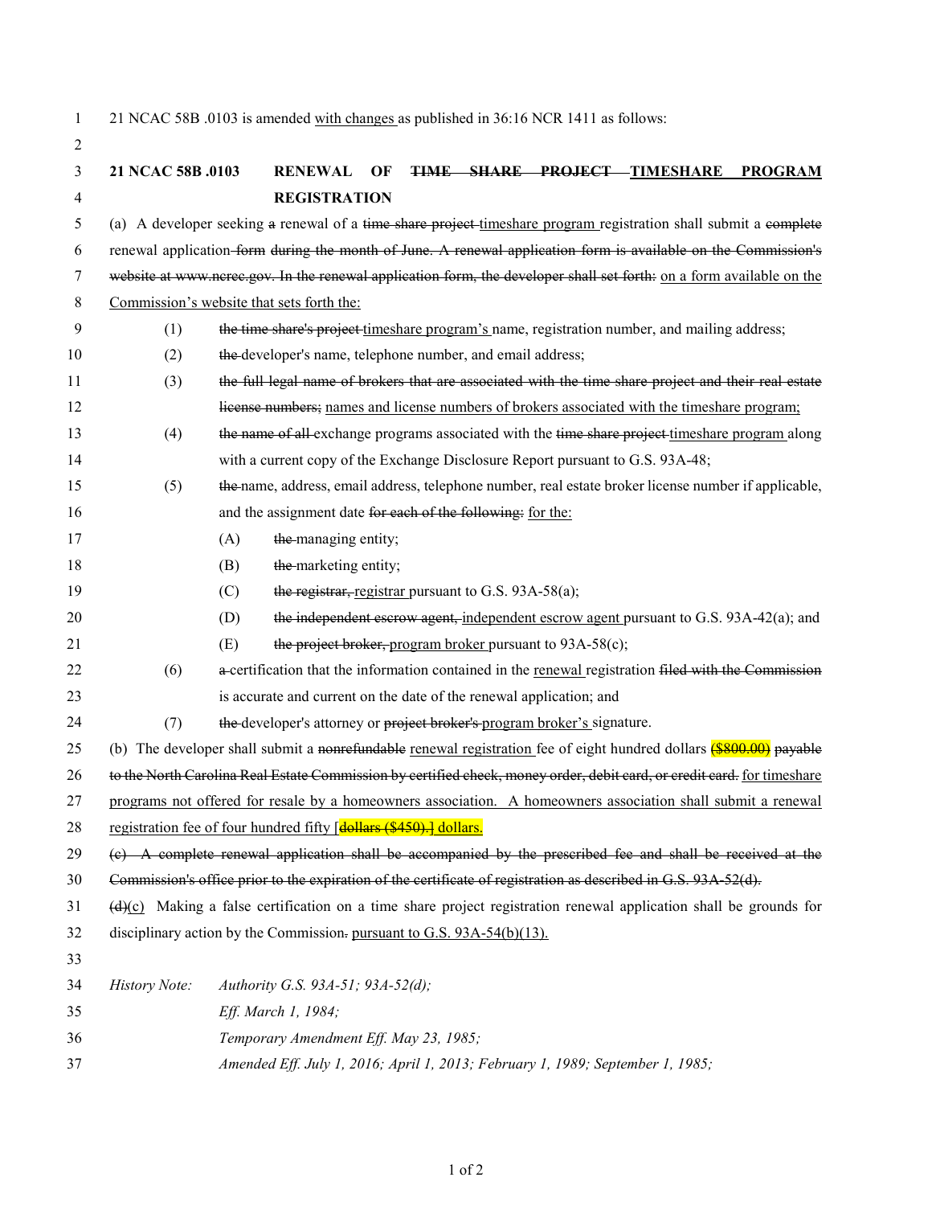21 NCAC 58B .0103 is amended with changes as published in 36:16 NCR 1411 as follows:

**21 NCAC 58B .0103 RENEWAL OF ~~TIME SHARE PROJECT~~ TIMESHARE PROGRAM REGISTRATION**

(a) A developer seeking ~~a~~ renewal of a ~~time share project~~ timeshare program registration shall submit a ~~complete~~ renewal application ~~form during the month of June. A renewal application form is available on the Commission's website at www.ncrec.gov. In the renewal application form, the developer shall set forth:~~ on a form available on the Commission's website that sets forth the:

(1) ~~the time share's project~~ timeshare program's name, registration number, and mailing address;

(2) ~~the~~ developer's name, telephone number, and email address;

(3) ~~the full legal name of brokers that are associated with the time share project and their real estate license numbers;~~ names and license numbers of brokers associated with the timeshare program;

(4) ~~the name of all~~ exchange programs associated with the ~~time share project~~ timeshare program along with a current copy of the Exchange Disclosure Report pursuant to G.S. 93A-48;

(5) ~~the~~ name, address, email address, telephone number, real estate broker license number if applicable, and the assignment date ~~for each of the following:~~ for the:

(A) ~~the~~ managing entity;

(B) ~~the~~ marketing entity;

(C) ~~the registrar,~~ registrar pursuant to G.S. 93A-58(a);

(D) ~~the independent escrow agent,~~ independent escrow agent pursuant to G.S. 93A-42(a); and

(E) ~~the project broker,~~ program broker pursuant to 93A-58(c);

(6) ~~a~~ certification that the information contained in the renewal registration ~~filed with the Commission~~ is accurate and current on the date of the renewal application; and

(7) ~~the~~ developer's attorney or ~~project broker's~~ program broker's signature.

(b) The developer shall submit a ~~nonrefundable~~ renewal registration fee of eight hundred dollars ~~($800.00)~~ ~~payable to the North Carolina Real Estate Commission by certified check, money order, debit card, or credit card.~~ for timeshare programs not offered for resale by a homeowners association. A homeowners association shall submit a renewal registration fee of four hundred fifty [~~dollars ($450).~~] dollars.

~~(c) A complete renewal application shall be accompanied by the prescribed fee and shall be received at the Commission's office prior to the expiration of the certificate of registration as described in G.S. 93A-52(d).~~

~~(d)~~(c) Making a false certification on a time share project registration renewal application shall be grounds for disciplinary action by the Commission~~.~~ pursuant to G.S. 93A-54(b)(13).

*History Note: Authority G.S. 93A-51; 93A-52(d);*
*Eff. March 1, 1984;*
*Temporary Amendment Eff. May 23, 1985;*
*Amended Eff. July 1, 2016; April 1, 2013; February 1, 1989; September 1, 1985;*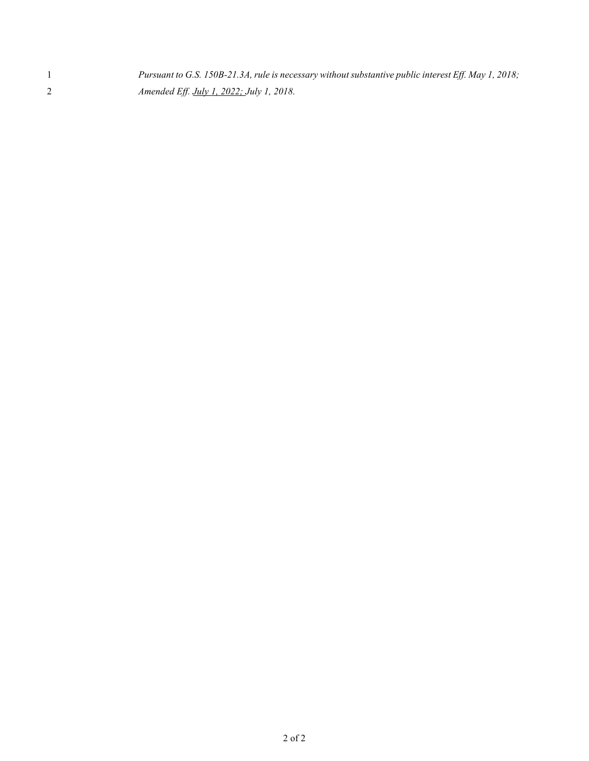*Pursuant to G.S. 150B-21.3A, rule is necessary without substantive public interest Eff. May 1, 2018;*
*Amended Eff. <u>July 1, 2022;</u> July 1, 2018.*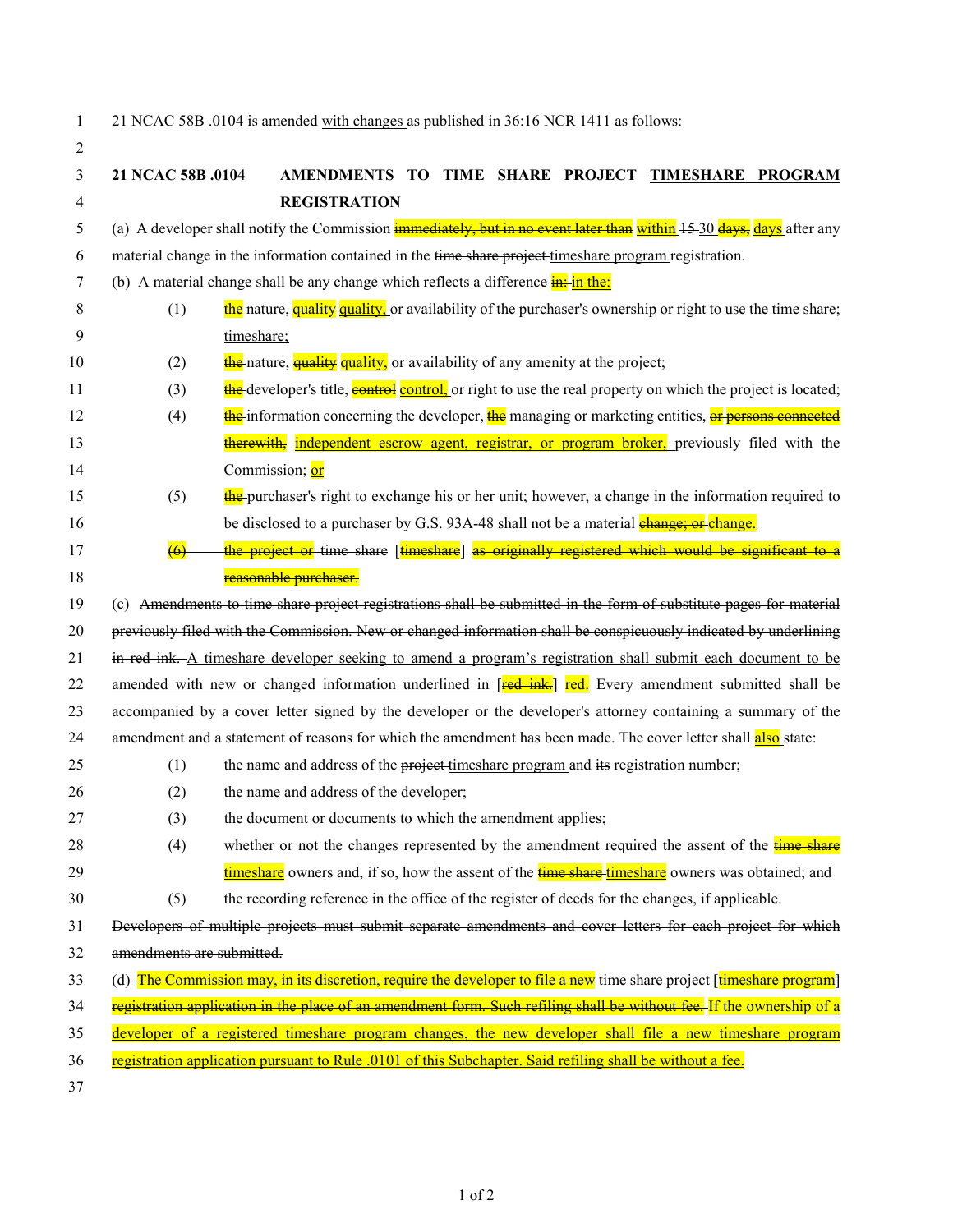21 NCAC 58B .0104 is amended with changes as published in 36:16 NCR 1411 as follows:

**21 NCAC 58B .0104 AMENDMENTS TO ~~TIME SHARE PROJECT~~ TIMESHARE PROGRAM REGISTRATION**

(a) A developer shall notify the Commission ~~immediately, but in no event later than~~ within ~~15~~ 30 ~~days,~~ days after any material change in the information contained in the ~~time share project~~ timeshare program registration.

(b) A material change shall be any change which reflects a difference ~~in:~~ in the:

(1) ~~the~~ nature, ~~quality~~ quality, or availability of the purchaser's ownership or right to use the ~~time share;~~ timeshare;

(2) ~~the~~ nature, ~~quality~~ quality, or availability of any amenity at the project;

(3) ~~the~~ developer's title, ~~control~~ control, or right to use the real property on which the project is located;

(4) ~~the~~ information concerning the developer, ~~the~~ managing or marketing entities, ~~or persons connected therewith,~~ independent escrow agent, registrar, or program broker, previously filed with the Commission; or

(5) ~~the~~ purchaser's right to exchange his or her unit; however, a change in the information required to be disclosed to a purchaser by G.S. 93A-48 shall not be a material ~~change; or~~ change.

~~(6) the project or time share~~ [~~timeshare~~] ~~as originally registered which would be significant to a reasonable purchaser.~~

(c) ~~Amendments to time share project registrations shall be submitted in the form of substitute pages for material previously filed with the Commission. New or changed information shall be conspicuously indicated by underlining in red ink.~~ A timeshare developer seeking to amend a program's registration shall submit each document to be amended with new or changed information underlined in [~~red ink.~~] red. Every amendment submitted shall be accompanied by a cover letter signed by the developer or the developer's attorney containing a summary of the amendment and a statement of reasons for which the amendment has been made. The cover letter shall also state:

(1) the name and address of the ~~project~~ timeshare program and ~~its~~ registration number;

(2) the name and address of the developer;

(3) the document or documents to which the amendment applies;

(4) whether or not the changes represented by the amendment required the assent of the ~~time share~~ timeshare owners and, if so, how the assent of the ~~time share~~ timeshare owners was obtained; and

(5) the recording reference in the office of the register of deeds for the changes, if applicable.

~~Developers of multiple projects must submit separate amendments and cover letters for each project for which amendments are submitted.~~

(d) ~~The Commission may, in its discretion, require the developer to file a new time share project~~ [~~timeshare program~~] ~~registration application in the place of an amendment form. Such refiling shall be without fee.~~ If the ownership of a developer of a registered timeshare program changes, the new developer shall file a new timeshare program registration application pursuant to Rule .0101 of this Subchapter. Said refiling shall be without a fee.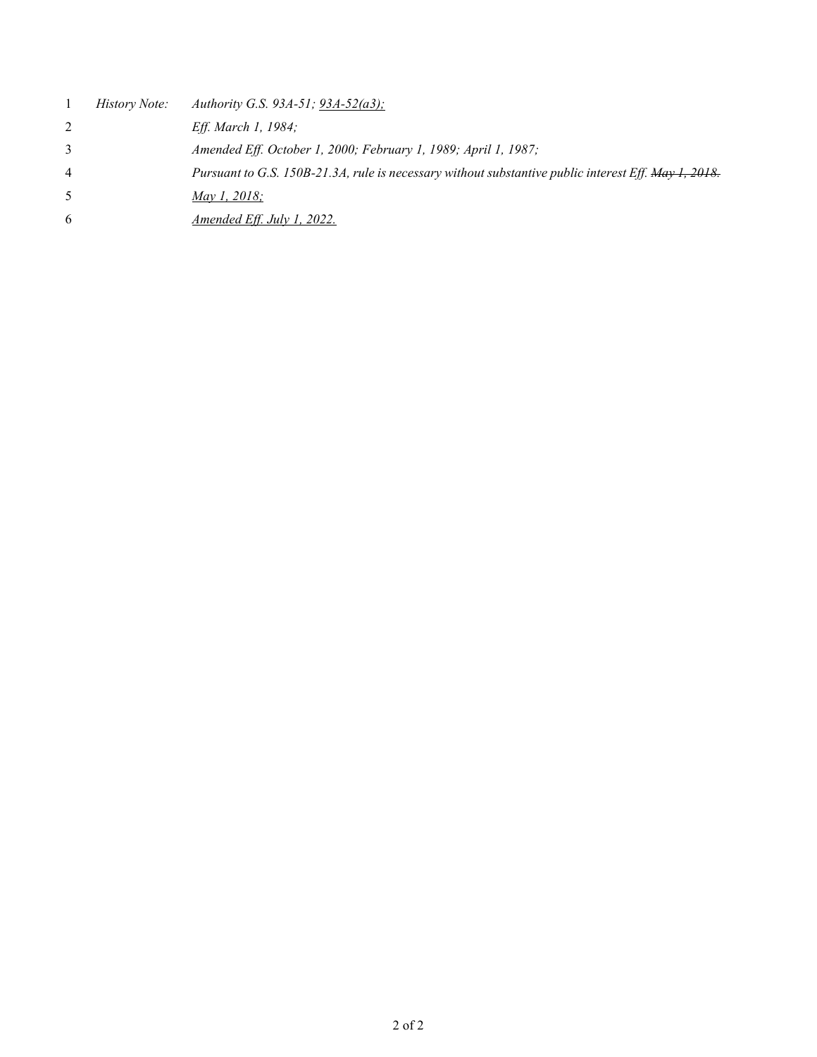*History Note: Authority G.S. 93A-51; 93A-52(a3);*
*Eff. March 1, 1984;*
*Amended Eff. October 1, 2000; February 1, 1989; April 1, 1987;*
*Pursuant to G.S. 150B-21.3A, rule is necessary without substantive public interest Eff. ~~May 1, 2018.~~*
*May 1, 2018;*
*Amended Eff. July 1, 2022.*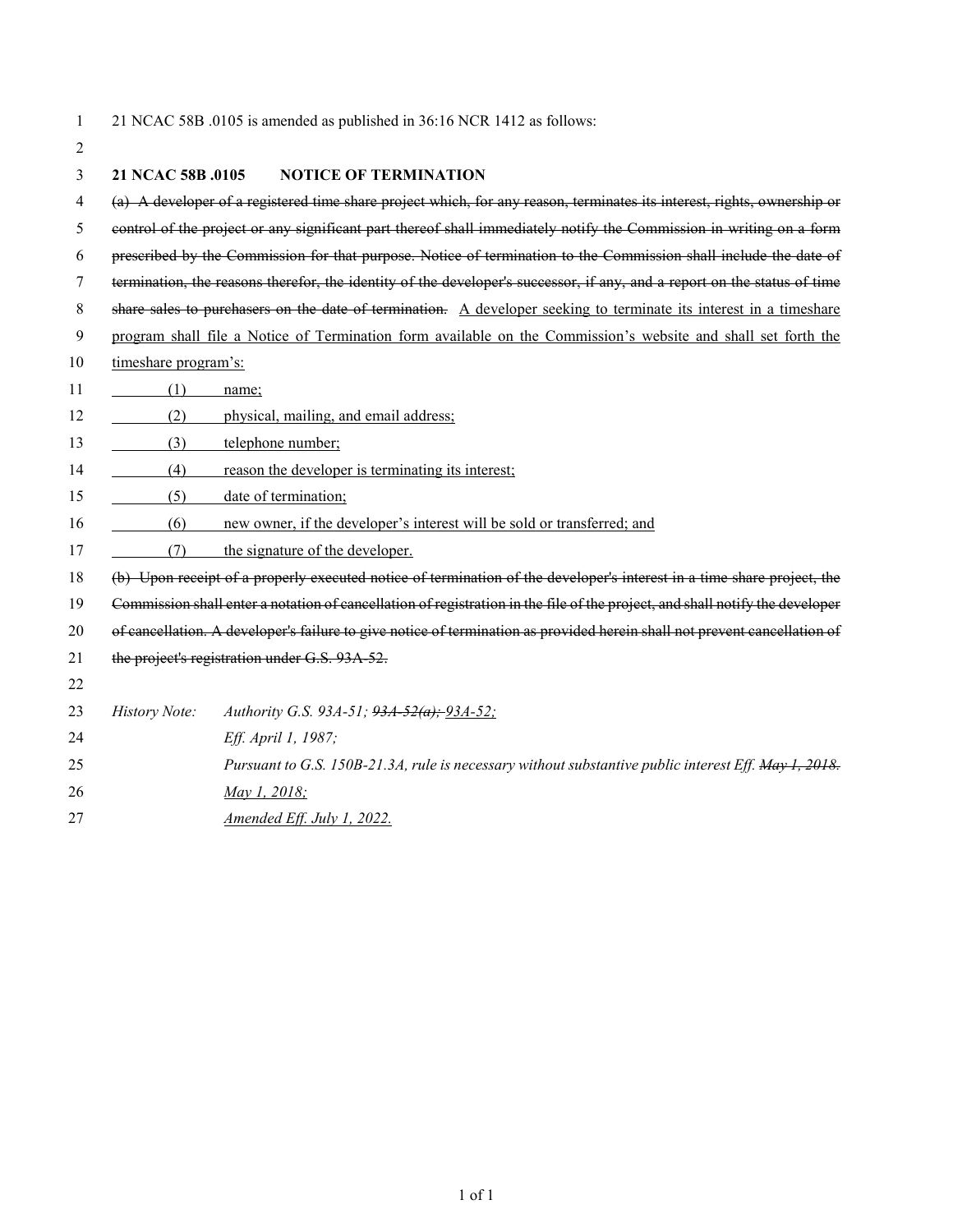21 NCAC 58B .0105 is amended as published in 36:16 NCR 1412 as follows:

**21 NCAC 58B .0105 NOTICE OF TERMINATION**

~~(a) A developer of a registered time share project which, for any reason, terminates its interest, rights, ownership or control of the project or any significant part thereof shall immediately notify the Commission in writing on a form prescribed by the Commission for that purpose. Notice of termination to the Commission shall include the date of termination, the reasons therefor, the identity of the developer's successor, if any, and a report on the status of time share sales to purchasers on the date of termination.~~ <u>A developer seeking to terminate its interest in a timeshare program shall file a Notice of Termination form available on the Commission's website and shall set forth the timeshare program's:</u>

<u>(1) name;</u>

<u>(2) physical, mailing, and email address;</u>

<u>(3) telephone number;</u>

<u>(4) reason the developer is terminating its interest;</u>

<u>(5) date of termination;</u>

<u>(6) new owner, if the developer's interest will be sold or transferred; and</u>

<u>(7) the signature of the developer.</u>

~~(b) Upon receipt of a properly executed notice of termination of the developer's interest in a time share project, the Commission shall enter a notation of cancellation of registration in the file of the project, and shall notify the developer of cancellation. A developer's failure to give notice of termination as provided herein shall not prevent cancellation of the project's registration under G.S. 93A-52.~~

*History Note:* *Authority G.S. 93A-51; ~~93A-52(a);~~ <u>93A-52;</u>*
*Eff. April 1, 1987;*
*Pursuant to G.S. 150B-21.3A, rule is necessary without substantive public interest Eff. ~~May 1, 2018.~~*
*<u>May 1, 2018;</u>*
*<u>Amended Eff. July 1, 2022.</u>*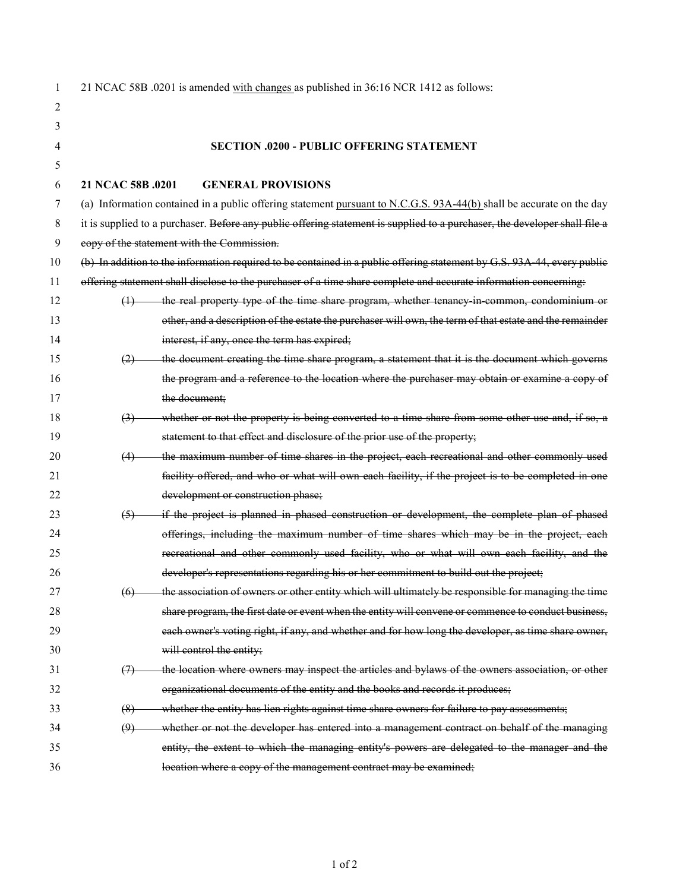21 NCAC 58B .0201 is amended <u>with changes</u> as published in 36:16 NCR 1412 as follows:

## SECTION .0200 - PUBLIC OFFERING STATEMENT

### 21 NCAC 58B .0201 GENERAL PROVISIONS

(a) Information contained in a public offering statement <u>pursuant to N.C.G.S. 93A-44(b)</u> shall be accurate on the day it is supplied to a purchaser. ~~Before any public offering statement is supplied to a purchaser, the developer shall file a copy of the statement with the Commission.~~

~~(b) In addition to the information required to be contained in a public offering statement by G.S. 93A-44, every public offering statement shall disclose to the purchaser of a time share complete and accurate information concerning:~~

~~(1) the real property type of the time share program, whether tenancy-in-common, condominium or other, and a description of the estate the purchaser will own, the term of that estate and the remainder interest, if any, once the term has expired;~~

~~(2) the document creating the time share program, a statement that it is the document which governs the program and a reference to the location where the purchaser may obtain or examine a copy of the document;~~

~~(3) whether or not the property is being converted to a time share from some other use and, if so, a statement to that effect and disclosure of the prior use of the property;~~

~~(4) the maximum number of time shares in the project, each recreational and other commonly used facility offered, and who or what will own each facility, if the project is to be completed in one development or construction phase;~~

~~(5) if the project is planned in phased construction or development, the complete plan of phased offerings, including the maximum number of time shares which may be in the project, each recreational and other commonly used facility, who or what will own each facility, and the developer's representations regarding his or her commitment to build out the project;~~

~~(6) the association of owners or other entity which will ultimately be responsible for managing the time share program, the first date or event when the entity will convene or commence to conduct business, each owner's voting right, if any, and whether and for how long the developer, as time share owner, will control the entity;~~

~~(7) the location where owners may inspect the articles and bylaws of the owners association, or other organizational documents of the entity and the books and records it produces;~~

~~(8) whether the entity has lien rights against time share owners for failure to pay assessments;~~

~~(9) whether or not the developer has entered into a management contract on behalf of the managing entity, the extent to which the managing entity's powers are delegated to the manager and the location where a copy of the management contract may be examined;~~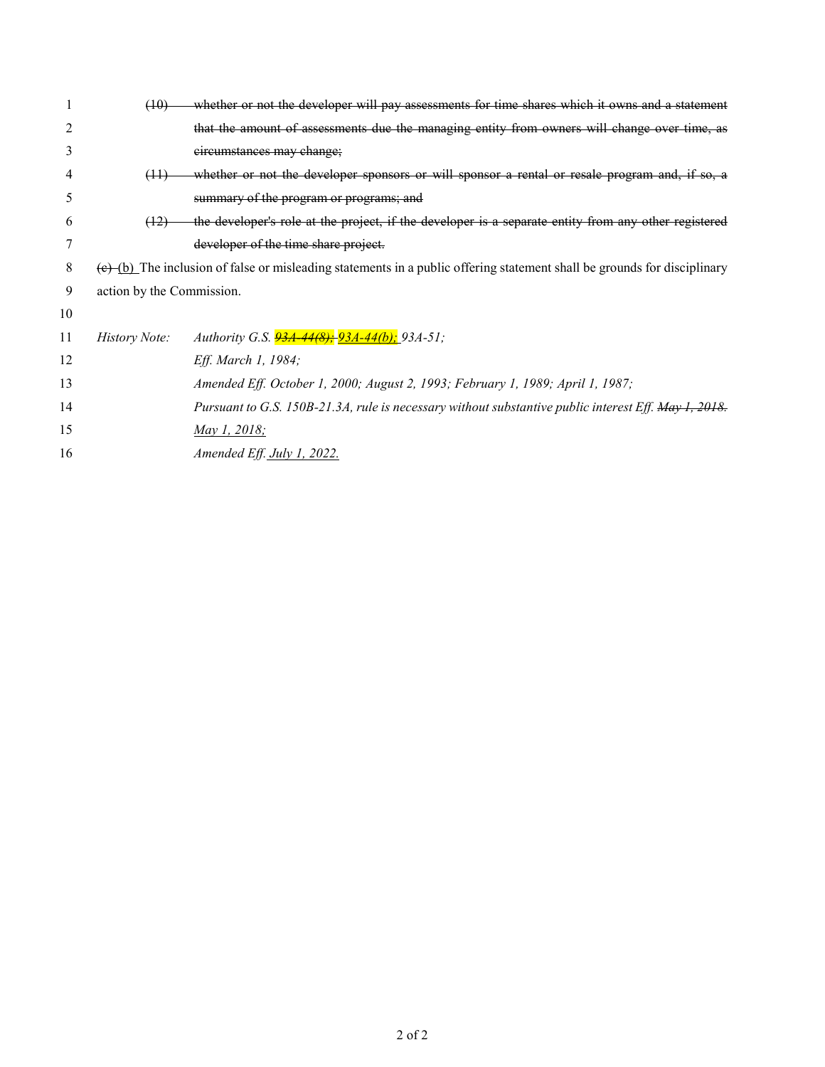~~(10) whether or not the developer will pay assessments for time shares which it owns and a statement that the amount of assessments due the managing entity from owners will change over time, as circumstances may change;~~

~~(11) whether or not the developer sponsors or will sponsor a rental or resale program and, if so, a summary of the program or programs; and~~

~~(12) the developer's role at the project, if the developer is a separate entity from any other registered developer of the time share project.~~

~~(c)~~ <u>(b)</u> The inclusion of false or misleading statements in a public offering statement shall be grounds for disciplinary action by the Commission.

*History Note:* *Authority G.S. ~~93A-44(8);~~ <u>93A-44(b);</u> 93A-51;*
*Eff. March 1, 1984;*
*Amended Eff. October 1, 2000; August 2, 1993; February 1, 1989; April 1, 1987;*
*Pursuant to G.S. 150B-21.3A, rule is necessary without substantive public interest Eff. ~~May 1, 2018.~~ <u>May 1, 2018;</u>*
*<u>Amended Eff. July 1, 2022.</u>*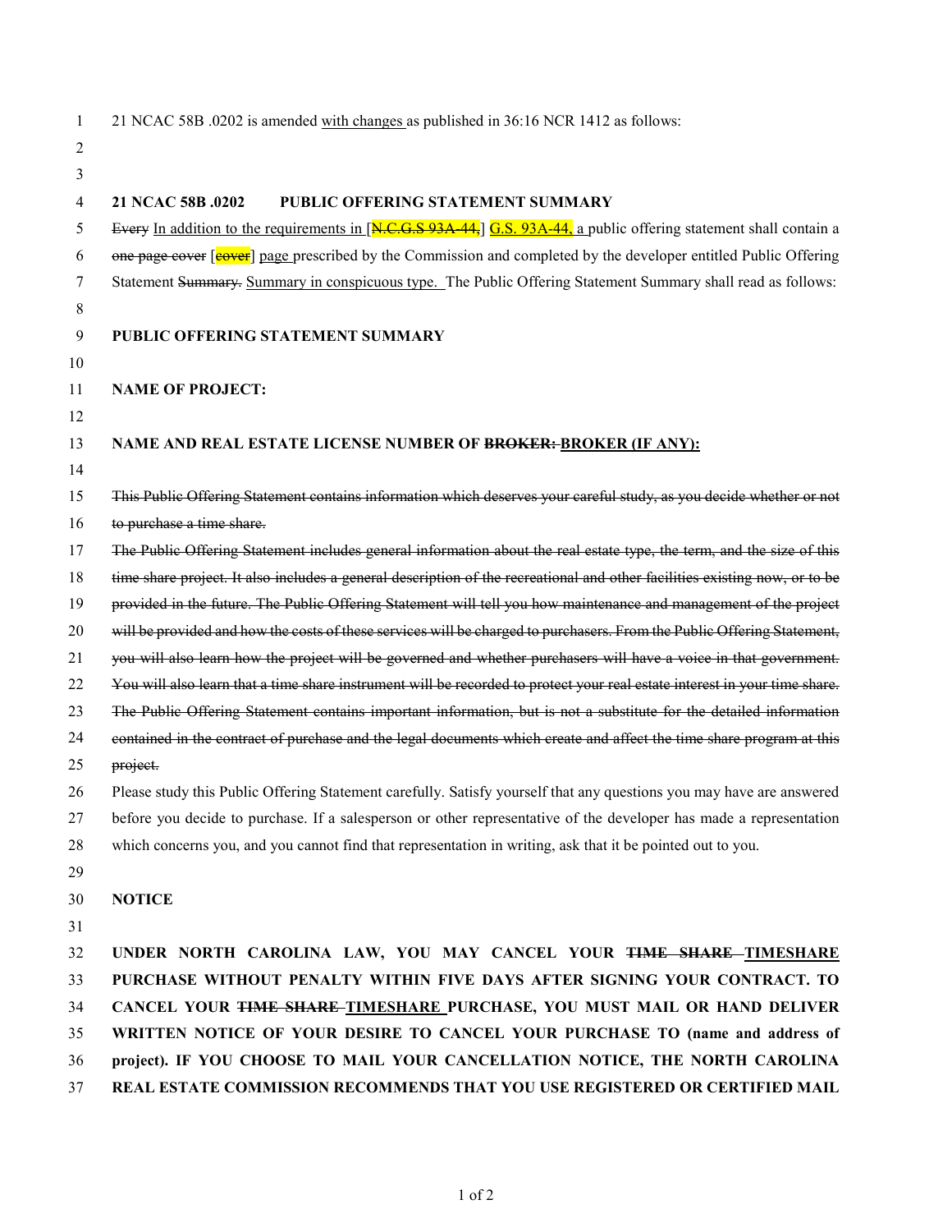21 NCAC 58B .0202 is amended <u>with changes</u> as published in 36:16 NCR 1412 as follows:

**21 NCAC 58B .0202 PUBLIC OFFERING STATEMENT SUMMARY**

~~Every~~ <u>In addition to the requirements in</u> [~~<u>N.C.G.S 93A-44,</u>~~] <u>G.S. 93A-44, a</u> public offering statement shall contain a ~~one page cover~~ [~~<u>cover</u>~~] <u>page</u> prescribed by the Commission and completed by the developer entitled Public Offering Statement ~~Summary.~~ <u>Summary in conspicuous type.</u> The Public Offering Statement Summary shall read as follows:

**PUBLIC OFFERING STATEMENT SUMMARY**

**NAME OF PROJECT:**

**NAME AND REAL ESTATE LICENSE NUMBER OF ~~BROKER:~~ <u>BROKER (IF ANY):</u>**

~~This Public Offering Statement contains information which deserves your careful study, as you decide whether or not to purchase a time share.~~

~~The Public Offering Statement includes general information about the real estate type, the term, and the size of this time share project. It also includes a general description of the recreational and other facilities existing now, or to be provided in the future. The Public Offering Statement will tell you how maintenance and management of the project will be provided and how the costs of these services will be charged to purchasers. From the Public Offering Statement, you will also learn how the project will be governed and whether purchasers will have a voice in that government. You will also learn that a time share instrument will be recorded to protect your real estate interest in your time share. The Public Offering Statement contains important information, but is not a substitute for the detailed information contained in the contract of purchase and the legal documents which create and affect the time share program at this project.~~

Please study this Public Offering Statement carefully. Satisfy yourself that any questions you may have are answered before you decide to purchase. If a salesperson or other representative of the developer has made a representation which concerns you, and you cannot find that representation in writing, ask that it be pointed out to you.

**NOTICE**

**UNDER NORTH CAROLINA LAW, YOU MAY CANCEL YOUR ~~TIME SHARE~~ <u>TIMESHARE</u> PURCHASE WITHOUT PENALTY WITHIN FIVE DAYS AFTER SIGNING YOUR CONTRACT. TO CANCEL YOUR ~~TIME SHARE~~ <u>TIMESHARE</u> PURCHASE, YOU MUST MAIL OR HAND DELIVER WRITTEN NOTICE OF YOUR DESIRE TO CANCEL YOUR PURCHASE TO (name and address of project). IF YOU CHOOSE TO MAIL YOUR CANCELLATION NOTICE, THE NORTH CAROLINA REAL ESTATE COMMISSION RECOMMENDS THAT YOU USE REGISTERED OR CERTIFIED MAIL**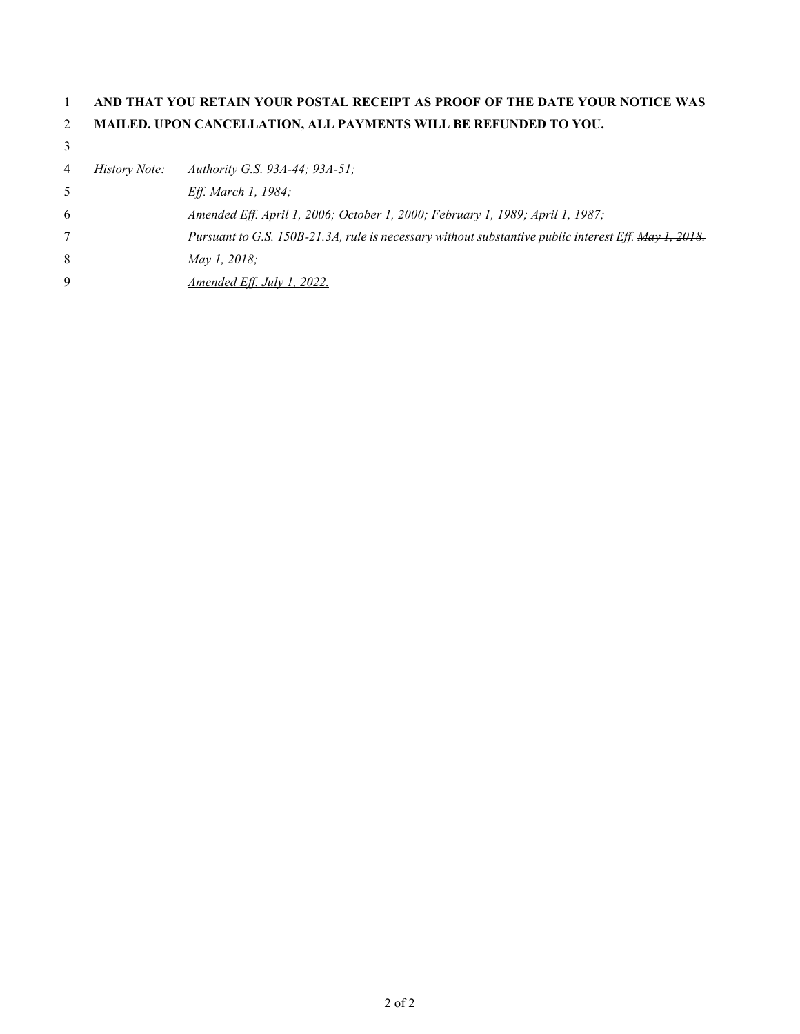**AND THAT YOU RETAIN YOUR POSTAL RECEIPT AS PROOF OF THE DATE YOUR NOTICE WAS MAILED. UPON CANCELLATION, ALL PAYMENTS WILL BE REFUNDED TO YOU.**

*History Note: Authority G.S. 93A-44; 93A-51;*
*Eff. March 1, 1984;*
*Amended Eff. April 1, 2006; October 1, 2000; February 1, 1989; April 1, 1987;*
*Pursuant to G.S. 150B-21.3A, rule is necessary without substantive public interest Eff. ~~May 1, 2018.~~*
*May 1, 2018;*
*Amended Eff. July 1, 2022.*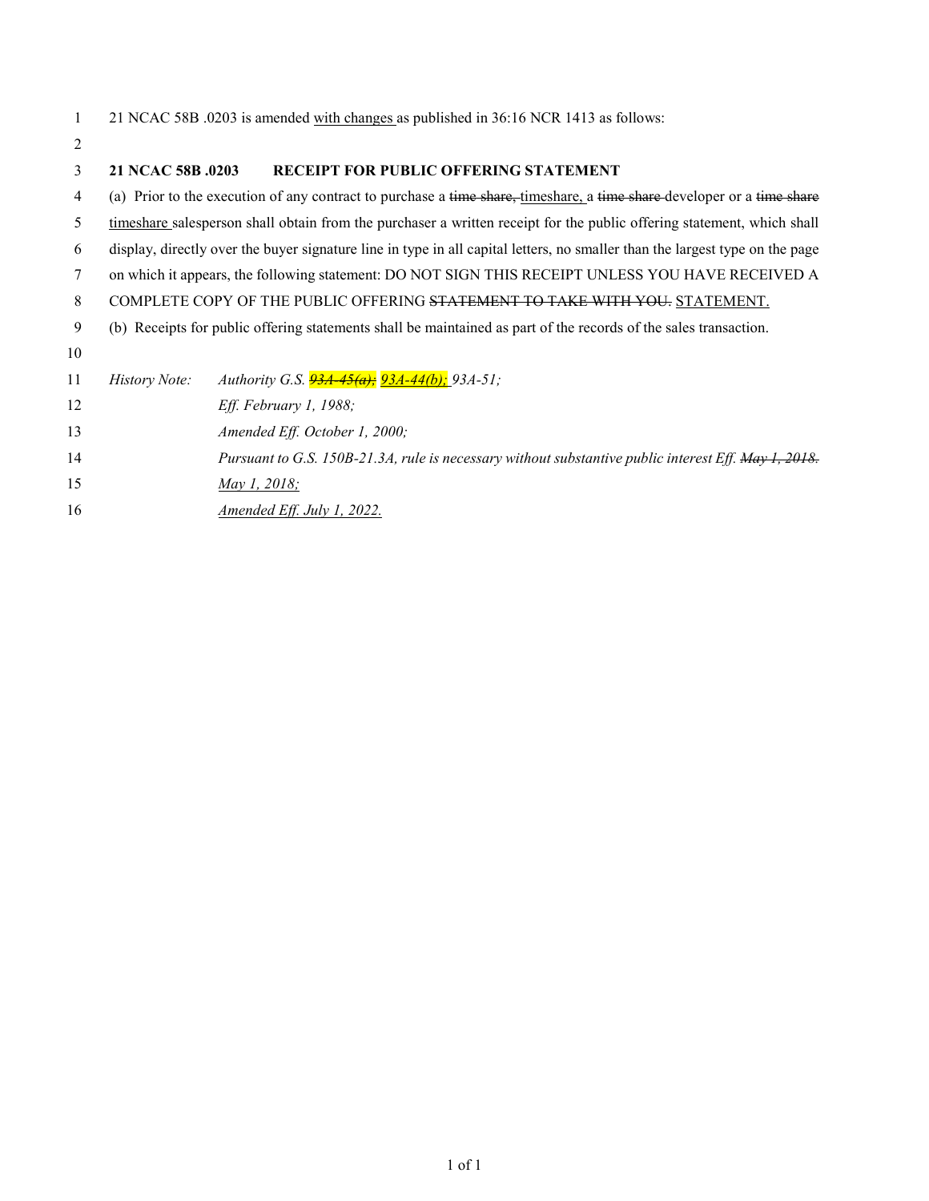21 NCAC 58B .0203 is amended <u>with changes</u> as published in 36:16 NCR 1413 as follows:

**21 NCAC 58B .0203 RECEIPT FOR PUBLIC OFFERING STATEMENT**

(a) Prior to the execution of any contract to purchase a ~~time share,~~ <u>timeshare,</u> a ~~time share~~ developer or a ~~time share~~ <u>timeshare</u> salesperson shall obtain from the purchaser a written receipt for the public offering statement, which shall display, directly over the buyer signature line in type in all capital letters, no smaller than the largest type on the page on which it appears, the following statement: DO NOT SIGN THIS RECEIPT UNLESS YOU HAVE RECEIVED A COMPLETE COPY OF THE PUBLIC OFFERING ~~STATEMENT TO TAKE WITH YOU.~~ <u>STATEMENT.</u>

(b) Receipts for public offering statements shall be maintained as part of the records of the sales transaction.

*History Note: Authority G.S. ~~93A-45(a);~~ <u>93A-44(b);</u> 93A-51;*
*Eff. February 1, 1988;*
*Amended Eff. October 1, 2000;*
*Pursuant to G.S. 150B-21.3A, rule is necessary without substantive public interest Eff. ~~May 1, 2018.~~*
*<u>May 1, 2018;</u>*
*<u>Amended Eff. July 1, 2022.</u>*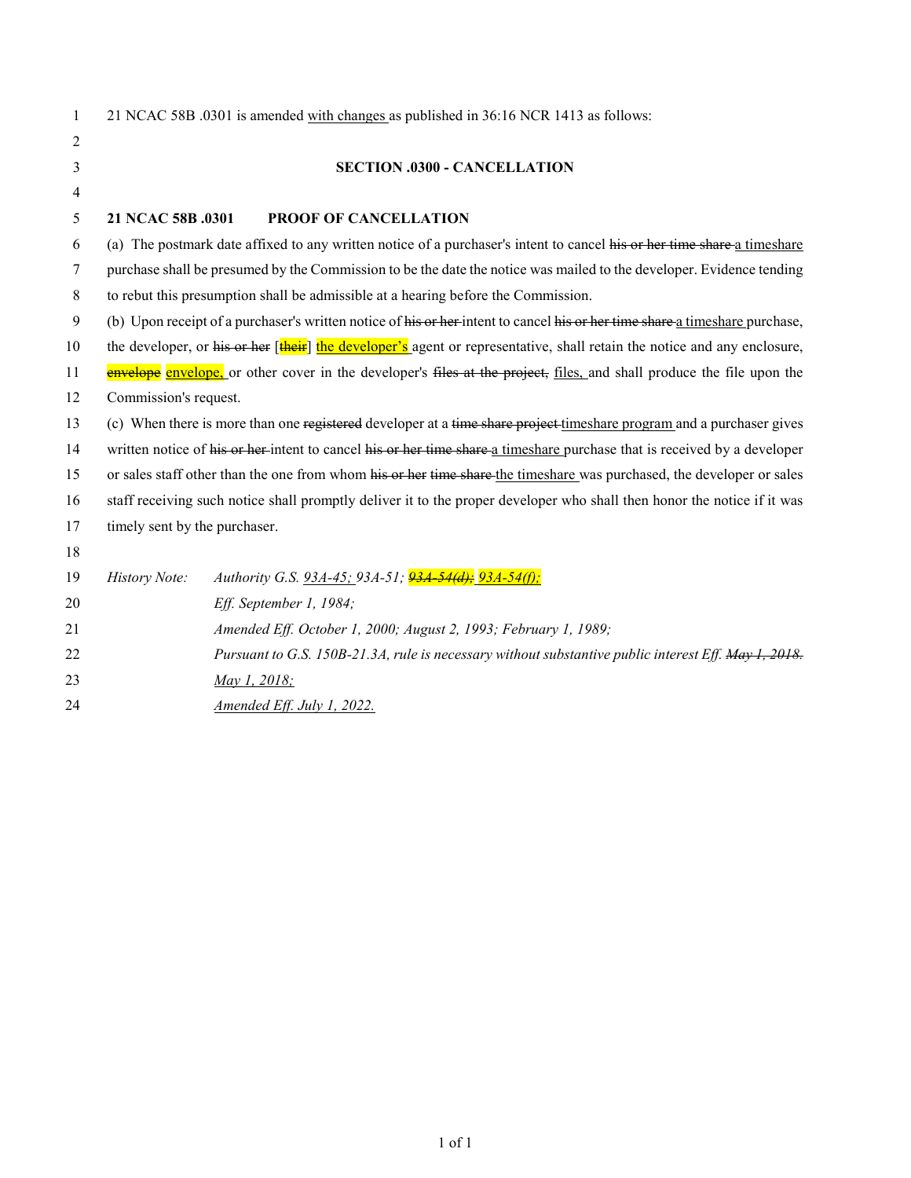21 NCAC 58B .0301 is amended with changes as published in 36:16 NCR 1413 as follows:

**SECTION .0300 - CANCELLATION**

**21 NCAC 58B .0301 PROOF OF CANCELLATION**

(a) The postmark date affixed to any written notice of a purchaser's intent to cancel ~~his or her time share~~ a timeshare purchase shall be presumed by the Commission to be the date the notice was mailed to the developer. Evidence tending to rebut this presumption shall be admissible at a hearing before the Commission.

(b) Upon receipt of a purchaser's written notice of ~~his or her~~ intent to cancel ~~his or her time share~~ a timeshare purchase, the developer, or ~~his or her~~ [~~their~~] the developer's agent or representative, shall retain the notice and any enclosure, ~~envelope~~ envelope, or other cover in the developer's ~~files at the project,~~ files, and shall produce the file upon the Commission's request.

(c) When there is more than one ~~registered~~ developer at a ~~time share project~~ timeshare program and a purchaser gives written notice of ~~his or her~~ intent to cancel ~~his or her time share~~ a timeshare purchase that is received by a developer or sales staff other than the one from whom ~~his or her~~ ~~time share~~ the timeshare was purchased, the developer or sales staff receiving such notice shall promptly deliver it to the proper developer who shall then honor the notice if it was timely sent by the purchaser.

*History Note:* *Authority G.S. 93A-45; 93A-51; ~~93A-54(d);~~ 93A-54(f);*
*Eff. September 1, 1984;*
*Amended Eff. October 1, 2000; August 2, 1993; February 1, 1989;*
*Pursuant to G.S. 150B-21.3A, rule is necessary without substantive public interest Eff. ~~May 1, 2018.~~*
*May 1, 2018;*
*Amended Eff. July 1, 2022.*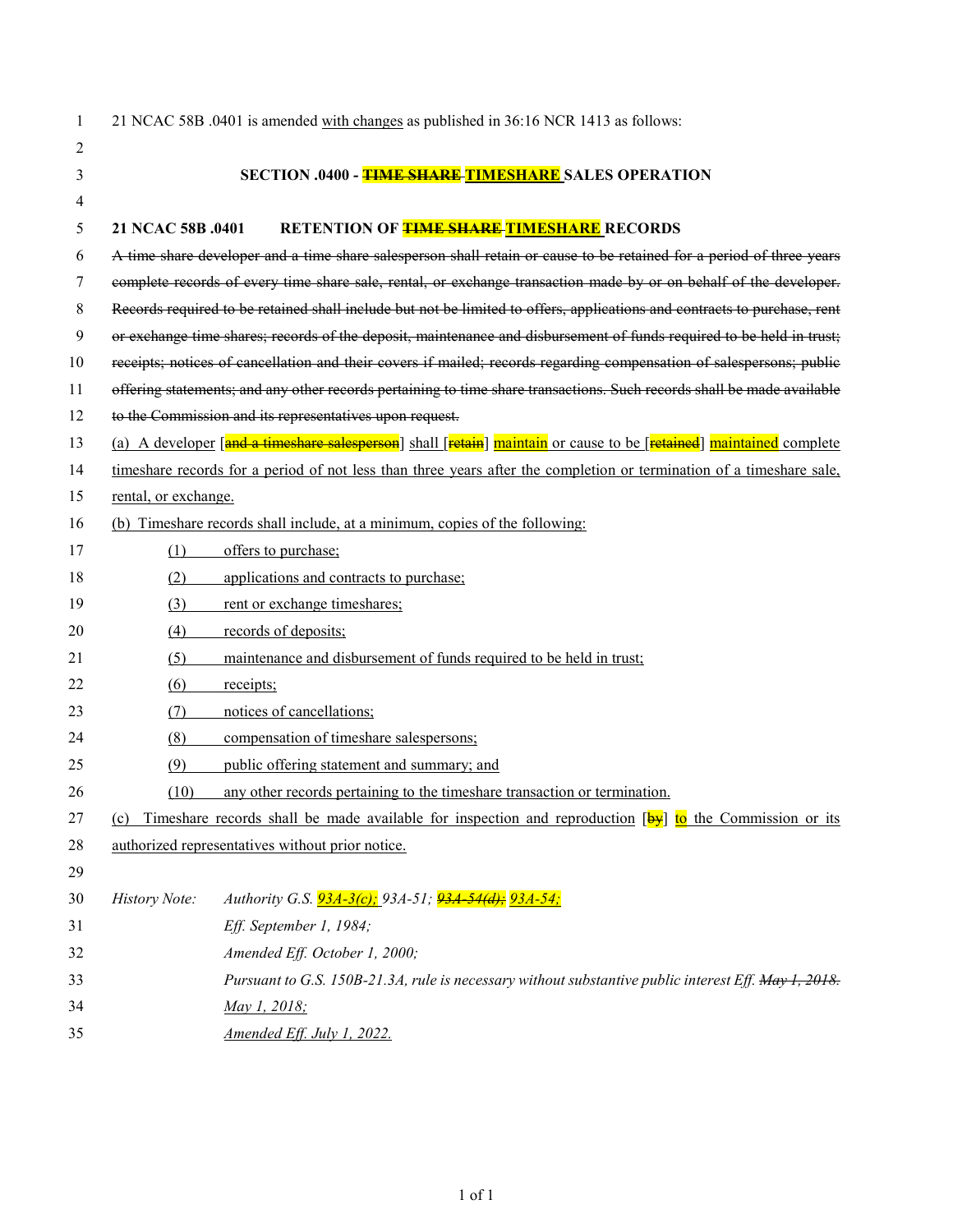21 NCAC 58B .0401 is amended with changes as published in 36:16 NCR 1413 as follows:

**SECTION .0400 - ~~TIME SHARE~~ TIMESHARE SALES OPERATION**

**21 NCAC 58B .0401 RETENTION OF ~~TIME SHARE~~ TIMESHARE RECORDS**

~~A time share developer and a time share salesperson shall retain or cause to be retained for a period of three years complete records of every time share sale, rental, or exchange transaction made by or on behalf of the developer. Records required to be retained shall include but not be limited to offers, applications and contracts to purchase, rent or exchange time shares; records of the deposit, maintenance and disbursement of funds required to be held in trust; receipts; notices of cancellation and their covers if mailed; records regarding compensation of salespersons; public offering statements; and any other records pertaining to time share transactions. Such records shall be made available to the Commission and its representatives upon request.~~

(a) A developer [~~and a timeshare salesperson~~] shall [~~retain~~] maintain or cause to be [~~retained~~] maintained complete timeshare records for a period of not less than three years after the completion or termination of a timeshare sale, rental, or exchange.

(b) Timeshare records shall include, at a minimum, copies of the following:

(1) offers to purchase;

(2) applications and contracts to purchase;

(3) rent or exchange timeshares;

(4) records of deposits;

(5) maintenance and disbursement of funds required to be held in trust;

(6) receipts;

(7) notices of cancellations;

(8) compensation of timeshare salespersons;

(9) public offering statement and summary; and

(10) any other records pertaining to the timeshare transaction or termination.

(c) Timeshare records shall be made available for inspection and reproduction [~~by~~] to the Commission or its authorized representatives without prior notice.

*History Note:* *Authority G.S. 93A-3(c); 93A-51; ~~93A-54(d);~~ 93A-54;*
*Eff. September 1, 1984;*
*Amended Eff. October 1, 2000;*
*Pursuant to G.S. 150B-21.3A, rule is necessary without substantive public interest Eff. ~~May 1, 2018.~~*
*May 1, 2018;*
*Amended Eff. July 1, 2022.*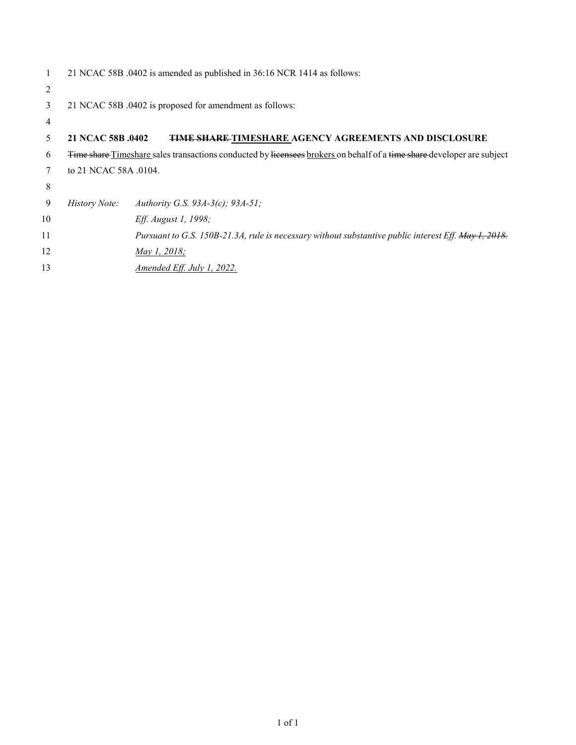21 NCAC 58B .0402 is amended as published in 36:16 NCR 1414 as follows:

21 NCAC 58B .0402 is proposed for amendment as follows:

**21 NCAC 58B .0402 ~~TIME SHARE~~ <u>TIMESHARE</u> AGENCY AGREEMENTS AND DISCLOSURE**

~~Time share~~ <u>Timeshare</u> sales transactions conducted by ~~licensees~~ <u>brokers</u> on behalf of a ~~time share~~ developer are subject to 21 NCAC 58A .0104.

*History Note:* *Authority G.S. 93A-3(c); 93A-51;*
*Eff. August 1, 1998;*
*Pursuant to G.S. 150B-21.3A, rule is necessary without substantive public interest Eff. ~~May 1, 2018.~~*
*<u>May 1, 2018;</u>*
*<u>Amended Eff. July 1, 2022.</u>*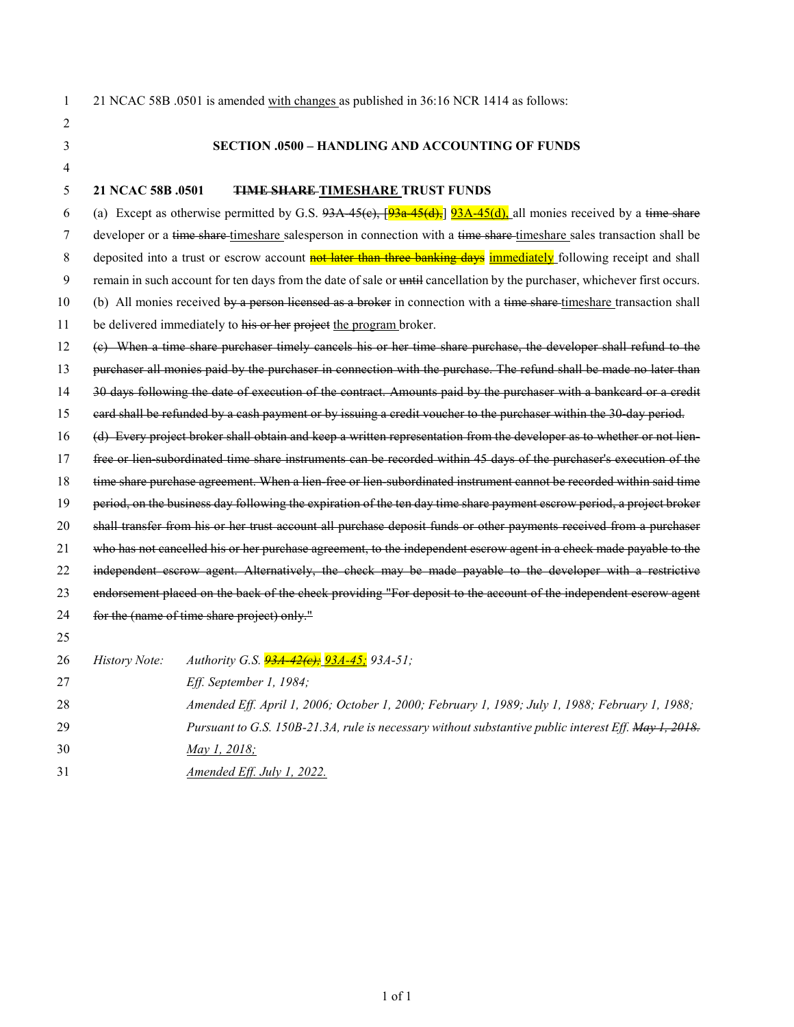21 NCAC 58B .0501 is amended with changes as published in 36:16 NCR 1414 as follows:

### SECTION .0500 – HANDLING AND ACCOUNTING OF FUNDS

**21 NCAC 58B .0501 ~~TIME SHARE~~ TIMESHARE TRUST FUNDS**

(a) Except as otherwise permitted by G.S. ~~93A-45(c)~~, [~~93a-45(d),~~] 93A-45(d), all monies received by a ~~time share~~ developer or a ~~time share~~ timeshare salesperson in connection with a ~~time share~~ timeshare sales transaction shall be deposited into a trust or escrow account ~~not later than three banking days~~ immediately following receipt and shall remain in such account for ten days from the date of sale or ~~until~~ cancellation by the purchaser, whichever first occurs.

(b) All monies received ~~by a person licensed as a broker~~ in connection with a ~~time share~~ timeshare transaction shall be delivered immediately to ~~his or her project~~ the program broker.

~~(c) When a time share purchaser timely cancels his or her time share purchase, the developer shall refund to the purchaser all monies paid by the purchaser in connection with the purchase. The refund shall be made no later than 30 days following the date of execution of the contract. Amounts paid by the purchaser with a bankcard or a credit card shall be refunded by a cash payment or by issuing a credit voucher to the purchaser within the 30-day period.~~

~~(d) Every project broker shall obtain and keep a written representation from the developer as to whether or not lien-free or lien-subordinated time share instruments can be recorded within 45 days of the purchaser's execution of the time share purchase agreement. When a lien-free or lien-subordinated instrument cannot be recorded within said time period, on the business day following the expiration of the ten day time share payment escrow period, a project broker shall transfer from his or her trust account all purchase deposit funds or other payments received from a purchaser who has not cancelled his or her purchase agreement, to the independent escrow agent in a check made payable to the independent escrow agent. Alternatively, the check may be made payable to the developer with a restrictive endorsement placed on the back of the check providing "For deposit to the account of the independent escrow agent for the (name of time share project) only."~~

*History Note:* *Authority G.S. ~~93A-42(c)~~; 93A-45; 93A-51;*
*Eff. September 1, 1984;*
*Amended Eff. April 1, 2006; October 1, 2000; February 1, 1989; July 1, 1988; February 1, 1988;*
*Pursuant to G.S. 150B-21.3A, rule is necessary without substantive public interest Eff. ~~May 1, 2018.~~*
*May 1, 2018;*
*Amended Eff. July 1, 2022.*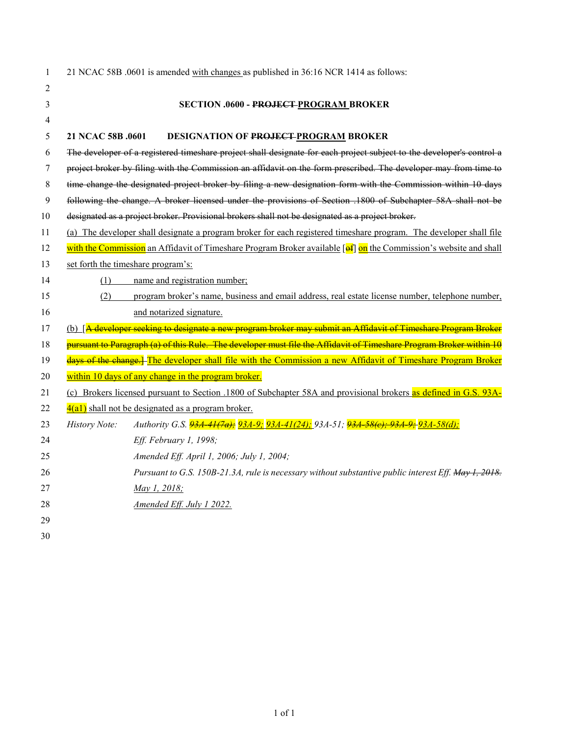21 NCAC 58B .0601 is amended with changes as published in 36:16 NCR 1414 as follows:

**SECTION .0600 - ~~PROJECT~~ PROGRAM BROKER**

**21 NCAC 58B .0601 DESIGNATION OF ~~PROJECT~~ PROGRAM BROKER**

~~The developer of a registered timeshare project shall designate for each project subject to the developer's control a project broker by filing with the Commission an affidavit on the form prescribed. The developer may from time to time change the designated project broker by filing a new designation form with the Commission within 10 days following the change. A broker licensed under the provisions of Section .1800 of Subchapter 58A shall not be designated as a project broker. Provisional brokers shall not be designated as a project broker.~~

(a) The developer shall designate a program broker for each registered timeshare program. The developer shall file with the Commission an Affidavit of Timeshare Program Broker available [~~of~~] on the Commission's website and shall set forth the timeshare program's:

(1) name and registration number;

(2) program broker's name, business and email address, real estate license number, telephone number, and notarized signature.

(b) [~~A developer seeking to designate a new program broker may submit an Affidavit of Timeshare Program Broker pursuant to Paragraph (a) of this Rule. The developer must file the Affidavit of Timeshare Program Broker within 10 days of the change.~~] The developer shall file with the Commission a new Affidavit of Timeshare Program Broker within 10 days of any change in the program broker.

(c) Brokers licensed pursuant to Section .1800 of Subchapter 58A and provisional brokers as defined in G.S. 93A-4(a1) shall not be designated as a program broker.

*History Note: Authority G.S. ~~93A-41(7a);~~ 93A-9; 93A-41(24); 93A-51; ~~93A-58(c); 93A-9;~~ 93A-58(d);*
*Eff. February 1, 1998;*
*Amended Eff. April 1, 2006; July 1, 2004;*
*Pursuant to G.S. 150B-21.3A, rule is necessary without substantive public interest Eff. ~~May 1, 2018.~~*
*May 1, 2018;*
*Amended Eff. July 1 2022.*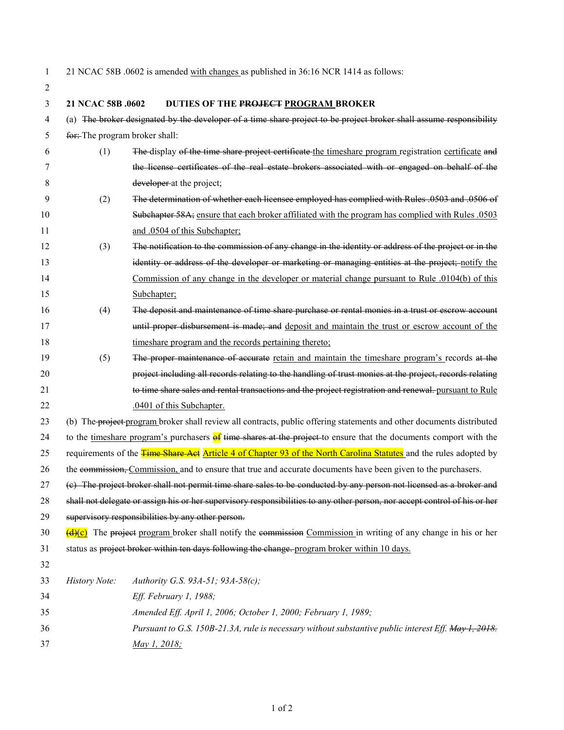21 NCAC 58B .0602 is amended with changes as published in 36:16 NCR 1414 as follows:

**21 NCAC 58B .0602 DUTIES OF THE ~~PROJECT~~ PROGRAM BROKER**

(a) ~~The broker designated by the developer of a time share project to be project broker shall assume responsibility for:~~ The program broker shall:

(1) ~~The~~ display ~~of the time share project certificate~~ the timeshare program registration certificate ~~and the license certificates of the real estate brokers associated with or engaged on behalf of the developer~~ at the project;

(2) ~~The determination of whether each licensee employed has complied with Rules .0503 and .0506 of Subchapter 58A;~~ ensure that each broker affiliated with the program has complied with Rules .0503 and .0504 of this Subchapter;

(3) ~~The notification to the commission of any change in the identity or address of the project or in the identity or address of the developer or marketing or managing entities at the project;~~ notify the Commission of any change in the developer or material change pursuant to Rule .0104(b) of this Subchapter;

(4) ~~The deposit and maintenance of time share purchase or rental monies in a trust or escrow account until proper disbursement is made; and~~ deposit and maintain the trust or escrow account of the timeshare program and the records pertaining thereto;

(5) ~~The proper maintenance of accurate~~ retain and maintain the timeshare program's records ~~at the project including all records relating to the handling of trust monies at the project, records relating to time share sales and rental transactions and the project registration and renewal.~~ pursuant to Rule .0401 of this Subchapter.

(b) The ~~project~~ program broker shall review all contracts, public offering statements and other documents distributed to the timeshare program's purchasers ~~of~~ ~~time shares at the project~~ to ensure that the documents comport with the requirements of the ~~Time Share Act~~ Article 4 of Chapter 93 of the North Carolina Statutes and the rules adopted by the ~~commission,~~ Commission, and to ensure that true and accurate documents have been given to the purchasers.

~~(c) The project broker shall not permit time share sales to be conducted by any person not licensed as a broker and shall not delegate or assign his or her supervisory responsibilities to any other person, nor accept control of his or her supervisory responsibilities by any other person.~~

~~(d)~~(c) The ~~project~~ program broker shall notify the ~~commission~~ Commission in writing of any change in his or her status as ~~project broker within ten days following the change.~~ program broker within 10 days.

*History Note: Authority G.S. 93A-51; 93A-58(c);*
*Eff. February 1, 1988;*
*Amended Eff. April 1, 2006; October 1, 2000; February 1, 1989;*
*Pursuant to G.S. 150B-21.3A, rule is necessary without substantive public interest Eff. ~~May 1, 2018.~~*
*May 1, 2018;*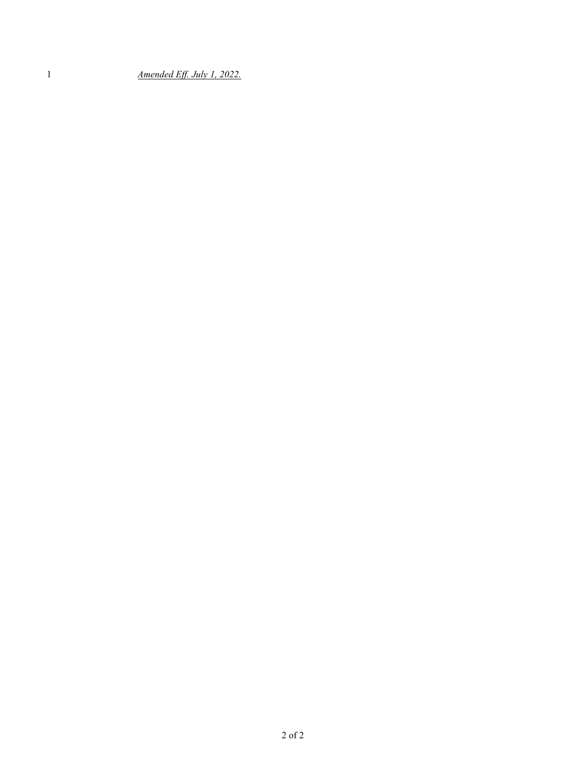*Amended Eff. July 1, 2022.*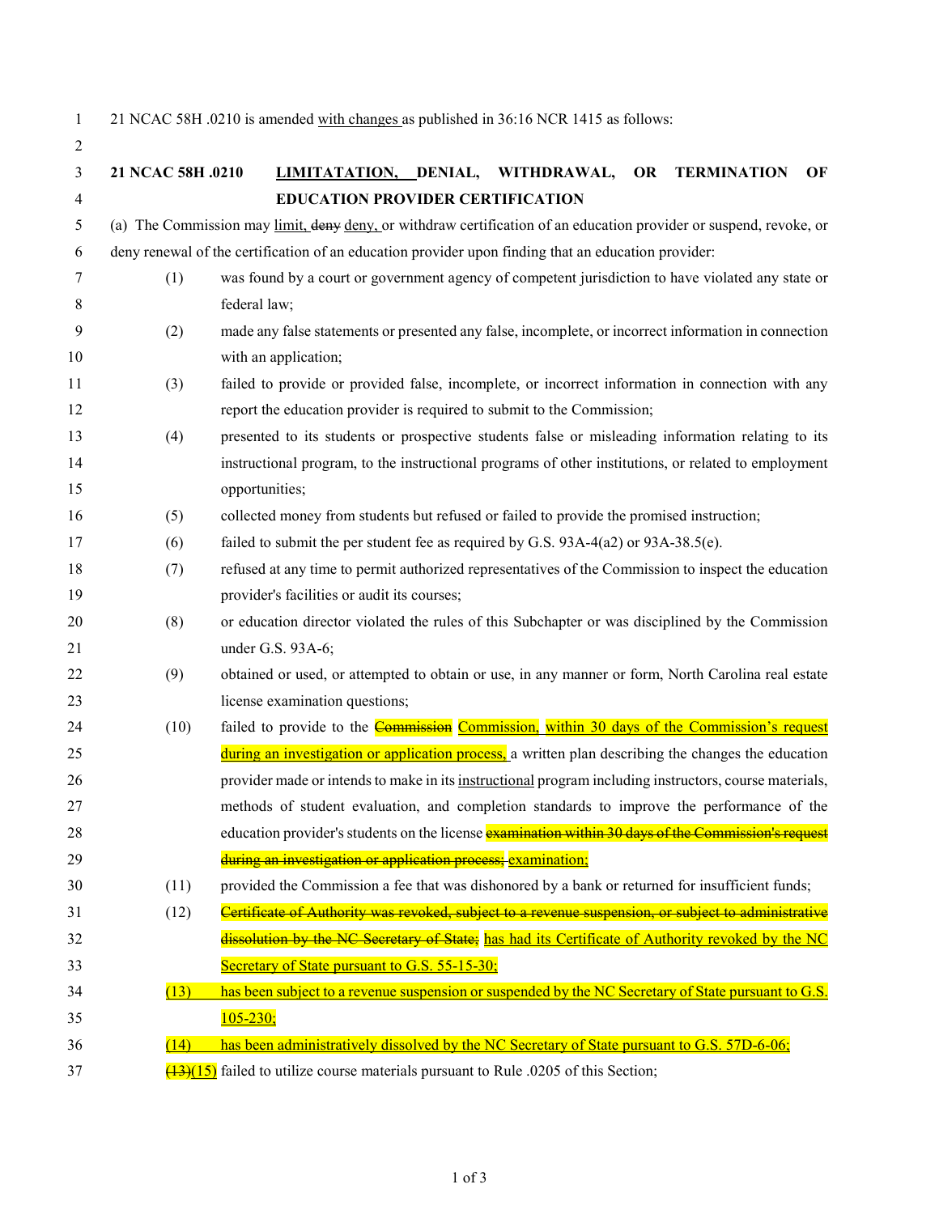21 NCAC 58H .0210 is amended with changes as published in 36:16 NCR 1415 as follows:

**21 NCAC 58H .0210 LIMITATATION, DENIAL, WITHDRAWAL, OR TERMINATION OF EDUCATION PROVIDER CERTIFICATION**

(a) The Commission may limit, ~~deny~~ deny, or withdraw certification of an education provider or suspend, revoke, or deny renewal of the certification of an education provider upon finding that an education provider:

(1) was found by a court or government agency of competent jurisdiction to have violated any state or federal law;

(2) made any false statements or presented any false, incomplete, or incorrect information in connection with an application;

(3) failed to provide or provided false, incomplete, or incorrect information in connection with any report the education provider is required to submit to the Commission;

(4) presented to its students or prospective students false or misleading information relating to its instructional program, to the instructional programs of other institutions, or related to employment opportunities;

(5) collected money from students but refused or failed to provide the promised instruction;

(6) failed to submit the per student fee as required by G.S. 93A-4(a2) or 93A-38.5(e).

(7) refused at any time to permit authorized representatives of the Commission to inspect the education provider's facilities or audit its courses;

(8) or education director violated the rules of this Subchapter or was disciplined by the Commission under G.S. 93A-6;

(9) obtained or used, or attempted to obtain or use, in any manner or form, North Carolina real estate license examination questions;

(10) failed to provide to the ~~Commission~~ Commission, within 30 days of the Commission's request during an investigation or application process, a written plan describing the changes the education provider made or intends to make in its instructional program including instructors, course materials, methods of student evaluation, and completion standards to improve the performance of the education provider's students on the license ~~examination within 30 days of the Commission's request during an investigation or application process;~~ examination;

(11) provided the Commission a fee that was dishonored by a bank or returned for insufficient funds;

(12) ~~Certificate of Authority was revoked, subject to a revenue suspension, or subject to administrative dissolution by the NC Secretary of State;~~ has had its Certificate of Authority revoked by the NC Secretary of State pursuant to G.S. 55-15-30;

(13) has been subject to a revenue suspension or suspended by the NC Secretary of State pursuant to G.S. 105-230;

(14) has been administratively dissolved by the NC Secretary of State pursuant to G.S. 57D-6-06;

~~(13)~~(15) failed to utilize course materials pursuant to Rule .0205 of this Section;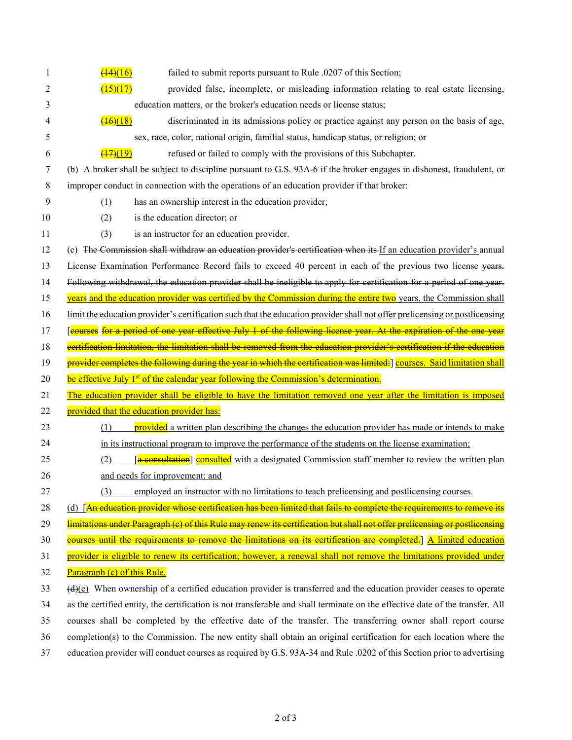(~~14~~)(16) failed to submit reports pursuant to Rule .0207 of this Section;

(~~15~~)(17) provided false, incomplete, or misleading information relating to real estate licensing, education matters, or the broker's education needs or license status;

(~~16~~)(18) discriminated in its admissions policy or practice against any person on the basis of age, sex, race, color, national origin, familial status, handicap status, or religion; or

(~~17~~)(19) refused or failed to comply with the provisions of this Subchapter.

(b) A broker shall be subject to discipline pursuant to G.S. 93A-6 if the broker engages in dishonest, fraudulent, or improper conduct in connection with the operations of an education provider if that broker:

(1) has an ownership interest in the education provider;

(2) is the education director; or

(3) is an instructor for an education provider.

(c) ~~The Commission shall withdraw an education provider's certification when its~~ If an education provider's annual License Examination Performance Record fails to exceed 40 percent in each of the previous two license ~~years. Following withdrawal, the education provider shall be ineligible to apply for certification for a period of one year.~~ years and the education provider was certified by the Commission during the entire two years, the Commission shall limit the education provider's certification such that the education provider shall not offer prelicensing or postlicensing [~~courses for a period of one year effective July 1 of the following license year. At the expiration of the one year certification limitation, the limitation shall be removed from the education provider's certification if the education provider completes the following during the year in which the certification was limited:~~] courses. Said limitation shall be effective July 1st of the calendar year following the Commission's determination.

The education provider shall be eligible to have the limitation removed one year after the limitation is imposed provided that the education provider has:

(1) provided a written plan describing the changes the education provider has made or intends to make in its instructional program to improve the performance of the students on the license examination;

(2) [~~a consultation~~] consulted with a designated Commission staff member to review the written plan and needs for improvement; and

(3) employed an instructor with no limitations to teach prelicensing and postlicensing courses.

(d) [~~An education provider whose certification has been limited that fails to complete the requirements to remove its limitations under Paragraph (c) of this Rule may renew its certification but shall not offer prelicensing or postlicensing courses until the requirements to remove the limitations on its certification are completed.~~] A limited education provider is eligible to renew its certification; however, a renewal shall not remove the limitations provided under Paragraph (c) of this Rule.

(~~d~~)(e) When ownership of a certified education provider is transferred and the education provider ceases to operate as the certified entity, the certification is not transferable and shall terminate on the effective date of the transfer. All courses shall be completed by the effective date of the transfer. The transferring owner shall report course completion(s) to the Commission. The new entity shall obtain an original certification for each location where the education provider will conduct courses as required by G.S. 93A-34 and Rule .0202 of this Section prior to advertising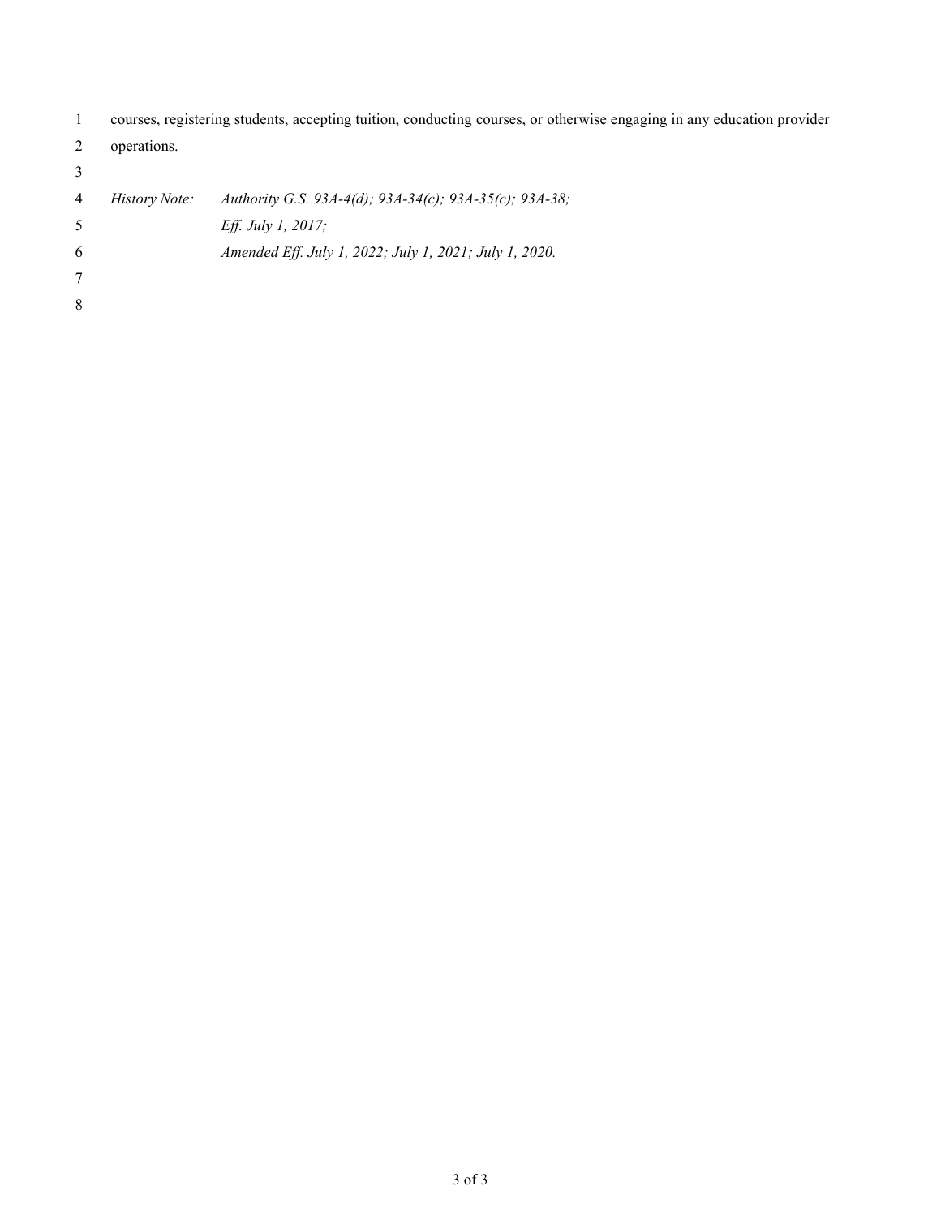courses, registering students, accepting tuition, conducting courses, or otherwise engaging in any education provider operations.

*History Note: Authority G.S. 93A-4(d); 93A-34(c); 93A-35(c); 93A-38;*
*Eff. July 1, 2017;*
*Amended Eff. <u>July 1, 2022;</u> July 1, 2021; July 1, 2020.*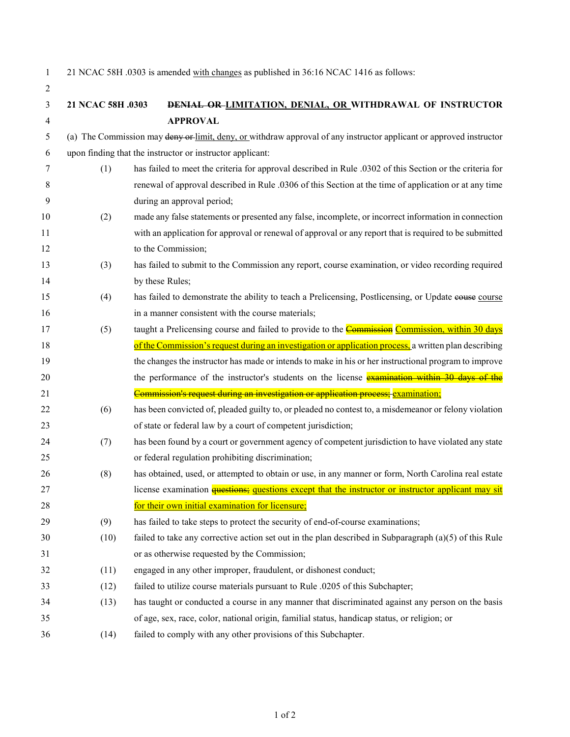21 NCAC 58H .0303 is amended with changes as published in 36:16 NCAC 1416 as follows:

**21 NCAC 58H .0303 ~~DENIAL OR~~ LIMITATION, DENIAL, OR WITHDRAWAL OF INSTRUCTOR APPROVAL**

(a) The Commission may ~~deny or~~ limit, deny, or withdraw approval of any instructor applicant or approved instructor upon finding that the instructor or instructor applicant:

(1) has failed to meet the criteria for approval described in Rule .0302 of this Section or the criteria for renewal of approval described in Rule .0306 of this Section at the time of application or at any time during an approval period;

(2) made any false statements or presented any false, incomplete, or incorrect information in connection with an application for approval or renewal of approval or any report that is required to be submitted to the Commission;

(3) has failed to submit to the Commission any report, course examination, or video recording required by these Rules;

(4) has failed to demonstrate the ability to teach a Prelicensing, Postlicensing, or Update ~~couse~~ course in a manner consistent with the course materials;

(5) taught a Prelicensing course and failed to provide to the ~~Commission~~ Commission, within 30 days of the Commission's request during an investigation or application process, a written plan describing the changes the instructor has made or intends to make in his or her instructional program to improve the performance of the instructor's students on the license ~~examination within 30 days of the Commission's request during an investigation or application process;~~ examination;

(6) has been convicted of, pleaded guilty to, or pleaded no contest to, a misdemeanor or felony violation of state or federal law by a court of competent jurisdiction;

(7) has been found by a court or government agency of competent jurisdiction to have violated any state or federal regulation prohibiting discrimination;

(8) has obtained, used, or attempted to obtain or use, in any manner or form, North Carolina real estate license examination ~~questions;~~ questions except that the instructor or instructor applicant may sit for their own initial examination for licensure;

(9) has failed to take steps to protect the security of end-of-course examinations;

(10) failed to take any corrective action set out in the plan described in Subparagraph (a)(5) of this Rule or as otherwise requested by the Commission;

(11) engaged in any other improper, fraudulent, or dishonest conduct;

(12) failed to utilize course materials pursuant to Rule .0205 of this Subchapter;

(13) has taught or conducted a course in any manner that discriminated against any person on the basis of age, sex, race, color, national origin, familial status, handicap status, or religion; or

(14) failed to comply with any other provisions of this Subchapter.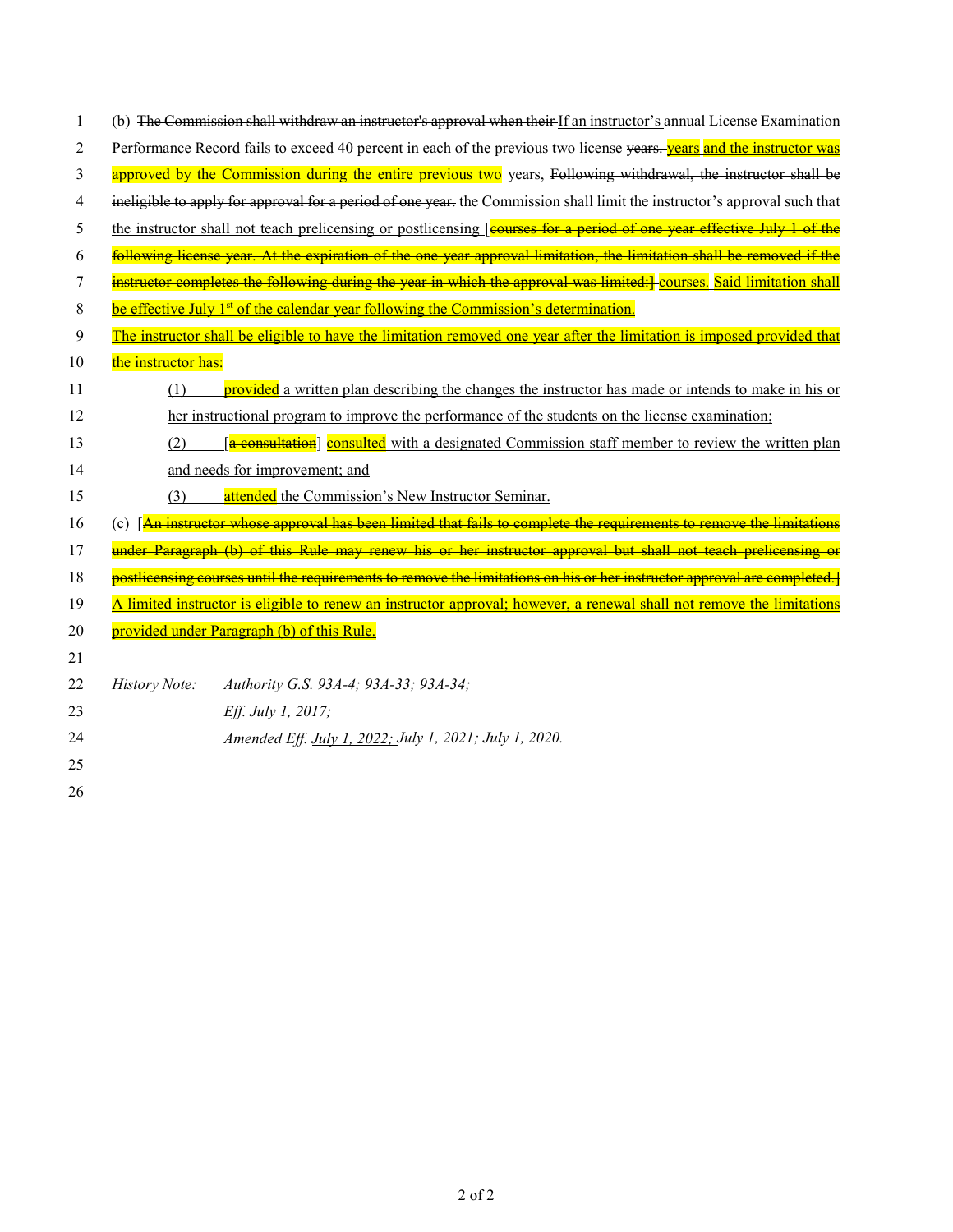(b) ~~The Commission shall withdraw an instructor's approval when their~~ If an instructor's annual License Examination Performance Record fails to exceed 40 percent in each of the previous two license ~~years.~~ years and the instructor was approved by the Commission during the entire previous two years, ~~Following withdrawal, the instructor shall be ineligible to apply for approval for a period of one year.~~ the Commission shall limit the instructor's approval such that the instructor shall not teach prelicensing or postlicensing [~~courses for a period of one year effective July 1 of the following license year. At the expiration of the one year approval limitation, the limitation shall be removed if the instructor completes the following during the year in which the approval was limited:~~] courses. Said limitation shall be effective July 1st of the calendar year following the Commission's determination.

The instructor shall be eligible to have the limitation removed one year after the limitation is imposed provided that the instructor has:

(1) provided a written plan describing the changes the instructor has made or intends to make in his or her instructional program to improve the performance of the students on the license examination;

(2) [~~a consultation~~] consulted with a designated Commission staff member to review the written plan and needs for improvement; and

(3) attended the Commission's New Instructor Seminar.

(c) [~~An instructor whose approval has been limited that fails to complete the requirements to remove the limitations under Paragraph (b) of this Rule may renew his or her instructor approval but shall not teach prelicensing or postlicensing courses until the requirements to remove the limitations on his or her instructor approval are completed.~~] A limited instructor is eligible to renew an instructor approval; however, a renewal shall not remove the limitations provided under Paragraph (b) of this Rule.

*History Note: Authority G.S. 93A-4; 93A-33; 93A-34;*
*Eff. July 1, 2017;*
*Amended Eff. July 1, 2022; July 1, 2021; July 1, 2020.*